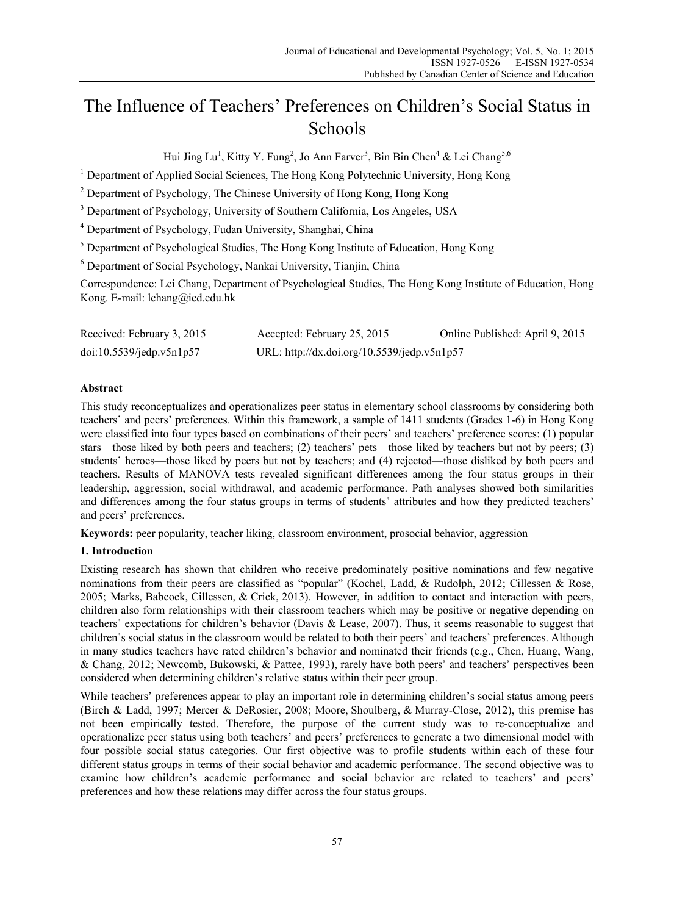# The Influence of Teachers' Preferences on Children's Social Status in Schools

Hui Jing Lu[1], Kitty Y. Fung[2], Jo Ann Farver[3], Bin Bin Chen[4] & Lei Chang[5,6]

[1] Department of Applied Social Sciences, The Hong Kong Polytechnic University, Hong Kong

[2] Department of Psychology, The Chinese University of Hong Kong, Hong Kong

[3] Department of Psychology, University of Southern California, Los Angeles, USA

[4] Department of Psychology, Fudan University, Shanghai, China

[5] Department of Psychological Studies, The Hong Kong Institute of Education, Hong Kong

[6] Department of Social Psychology, Nankai University, Tianjin, China

Correspondence: Lei Chang, Department of Psychological Studies, The Hong Kong Institute of Education, Hong Kong. E-mail: lchang@ied.edu.hk

Received: February 3, 2015 Accepted: February 25, 2015 Online Published: April 9, 2015

doi:10.5539/jedp.v5n1p57 URL: http://dx.doi.org/10.5539/jedp.v5n1p57

**Abstract**

This study reconceptualizes and operationalizes peer status in elementary school classrooms by considering both teachers' and peers' preferences. Within this framework, a sample of 1411 students (Grades 1-6) in Hong Kong were classified into four types based on combinations of their peers' and teachers' preference scores: (1) popular stars—those liked by both peers and teachers; (2) teachers' pets—those liked by teachers but not by peers; (3) students' heroes—those liked by peers but not by teachers; and (4) rejected—those disliked by both peers and teachers. Results of MANOVA tests revealed significant differences among the four status groups in their leadership, aggression, social withdrawal, and academic performance. Path analyses showed both similarities and differences among the four status groups in terms of students' attributes and how they predicted teachers' and peers' preferences.

**Keywords:** peer popularity, teacher liking, classroom environment, prosocial behavior, aggression

## 1. Introduction

Existing research has shown that children who receive predominately positive nominations and few negative nominations from their peers are classified as "popular" (Kochel, Ladd, & Rudolph, 2012; Cillessen & Rose, 2005; Marks, Babcock, Cillessen, & Crick, 2013). However, in addition to contact and interaction with peers, children also form relationships with their classroom teachers which may be positive or negative depending on teachers' expectations for children's behavior (Davis & Lease, 2007). Thus, it seems reasonable to suggest that children's social status in the classroom would be related to both their peers' and teachers' preferences. Although in many studies teachers have rated children's behavior and nominated their friends (e.g., Chen, Huang, Wang, & Chang, 2012; Newcomb, Bukowski, & Pattee, 1993), rarely have both peers' and teachers' perspectives been considered when determining children's relative status within their peer group.

While teachers' preferences appear to play an important role in determining children's social status among peers (Birch & Ladd, 1997; Mercer & DeRosier, 2008; Moore, Shoulberg, & Murray-Close, 2012), this premise has not been empirically tested. Therefore, the purpose of the current study was to re-conceptualize and operationalize peer status using both teachers' and peers' preferences to generate a two dimensional model with four possible social status categories. Our first objective was to profile students within each of these four different status groups in terms of their social behavior and academic performance. The second objective was to examine how children's academic performance and social behavior are related to teachers' and peers' preferences and how these relations may differ across the four status groups.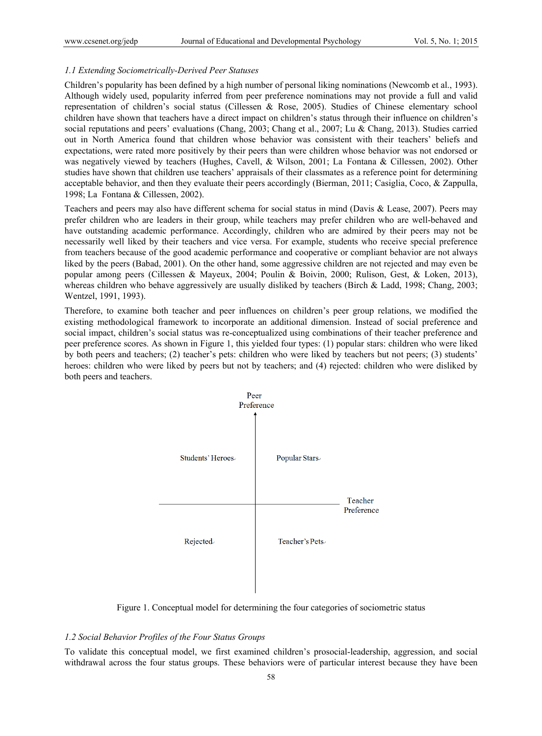### *1.1 Extending Sociometrically-Derived Peer Statuses*

Children's popularity has been defined by a high number of personal liking nominations (Newcomb et al., 1993). Although widely used, popularity inferred from peer preference nominations may not provide a full and valid representation of children's social status (Cillessen & Rose, 2005). Studies of Chinese elementary school children have shown that teachers have a direct impact on children's status through their influence on children's social reputations and peers' evaluations (Chang, 2003; Chang et al., 2007; Lu & Chang, 2013). Studies carried out in North America found that children whose behavior was consistent with their teachers' beliefs and expectations, were rated more positively by their peers than were children whose behavior was not endorsed or was negatively viewed by teachers (Hughes, Cavell, & Wilson, 2001; La Fontana & Cillessen, 2002). Other studies have shown that children use teachers' appraisals of their classmates as a reference point for determining acceptable behavior, and then they evaluate their peers accordingly (Bierman, 2011; Casiglia, Coco, & Zappulla, 1998; La Fontana & Cillessen, 2002).

Teachers and peers may also have different schema for social status in mind (Davis & Lease, 2007). Peers may prefer children who are leaders in their group, while teachers may prefer children who are well-behaved and have outstanding academic performance. Accordingly, children who are admired by their peers may not be necessarily well liked by their teachers and vice versa. For example, students who receive special preference from teachers because of the good academic performance and cooperative or compliant behavior are not always liked by the peers (Babad, 2001). On the other hand, some aggressive children are not rejected and may even be popular among peers (Cillessen & Mayeux, 2004; Poulin & Boivin, 2000; Rulison, Gest, & Loken, 2013), whereas children who behave aggressively are usually disliked by teachers (Birch & Ladd, 1998; Chang, 2003; Wentzel, 1991, 1993).

Therefore, to examine both teacher and peer influences on children's peer group relations, we modified the existing methodological framework to incorporate an additional dimension. Instead of social preference and social impact, children's social status was re-conceptualized using combinations of their teacher preference and peer preference scores. As shown in Figure 1, this yielded four types: (1) popular stars: children who were liked by both peers and teachers; (2) teacher's pets: children who were liked by teachers but not peers; (3) students' heroes: children who were liked by peers but not by teachers; and (4) rejected: children who were disliked by both peers and teachers.

Peer Preference

Students' Heroes | Popular Stars

Teacher Preference

Rejected | Teacher's Pets

Figure 1. Conceptual model for determining the four categories of sociometric status

### *1.2 Social Behavior Profiles of the Four Status Groups*

To validate this conceptual model, we first examined children's prosocial-leadership, aggression, and social withdrawal across the four status groups. These behaviors were of particular interest because they have been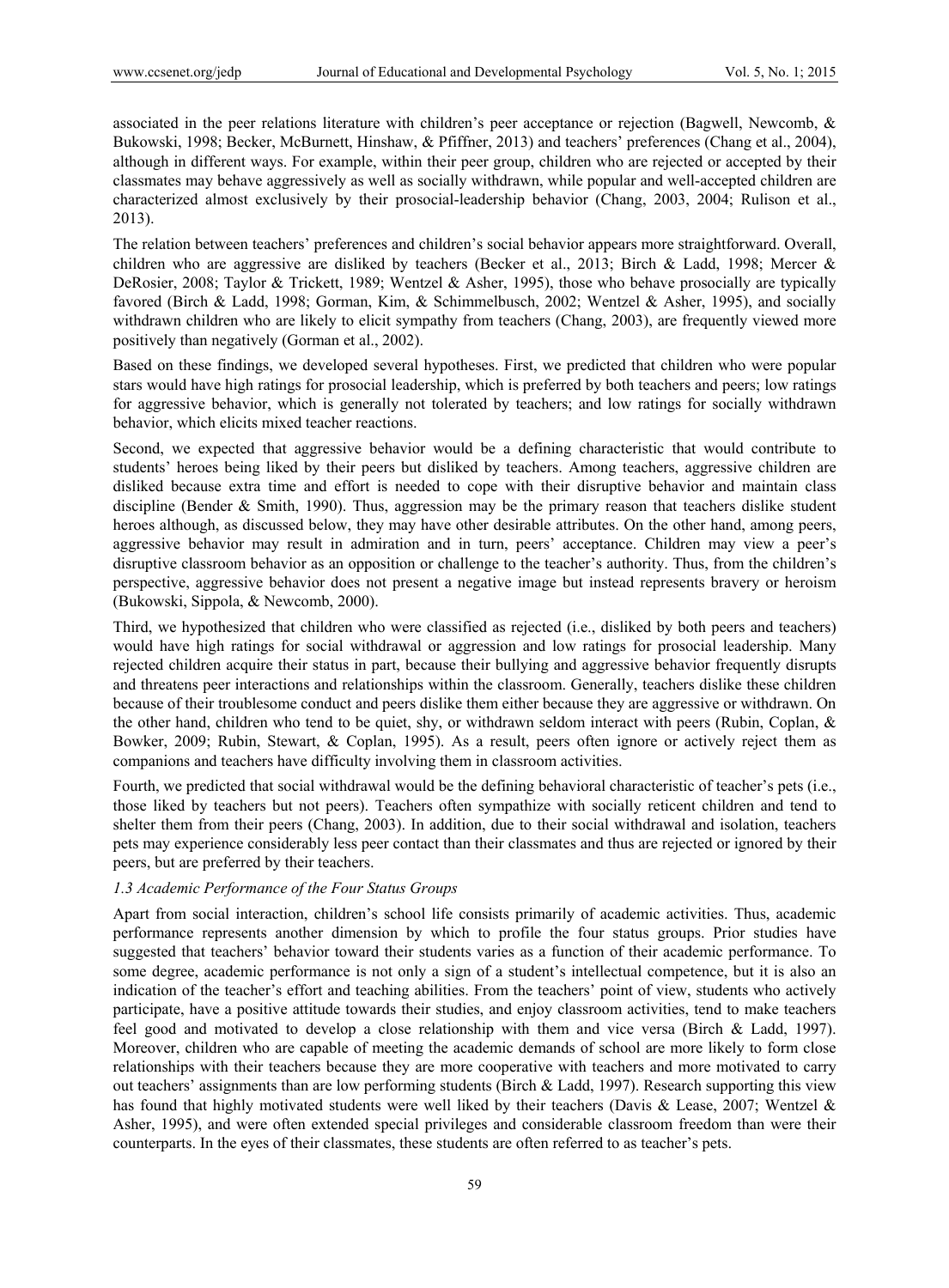associated in the peer relations literature with children's peer acceptance or rejection (Bagwell, Newcomb, & Bukowski, 1998; Becker, McBurnett, Hinshaw, & Pfiffner, 2013) and teachers' preferences (Chang et al., 2004), although in different ways. For example, within their peer group, children who are rejected or accepted by their classmates may behave aggressively as well as socially withdrawn, while popular and well-accepted children are characterized almost exclusively by their prosocial-leadership behavior (Chang, 2003, 2004; Rulison et al., 2013).

The relation between teachers' preferences and children's social behavior appears more straightforward. Overall, children who are aggressive are disliked by teachers (Becker et al., 2013; Birch & Ladd, 1998; Mercer & DeRosier, 2008; Taylor & Trickett, 1989; Wentzel & Asher, 1995), those who behave prosocially are typically favored (Birch & Ladd, 1998; Gorman, Kim, & Schimmelbusch, 2002; Wentzel & Asher, 1995), and socially withdrawn children who are likely to elicit sympathy from teachers (Chang, 2003), are frequently viewed more positively than negatively (Gorman et al., 2002).

Based on these findings, we developed several hypotheses. First, we predicted that children who were popular stars would have high ratings for prosocial leadership, which is preferred by both teachers and peers; low ratings for aggressive behavior, which is generally not tolerated by teachers; and low ratings for socially withdrawn behavior, which elicits mixed teacher reactions.

Second, we expected that aggressive behavior would be a defining characteristic that would contribute to students' heroes being liked by their peers but disliked by teachers. Among teachers, aggressive children are disliked because extra time and effort is needed to cope with their disruptive behavior and maintain class discipline (Bender & Smith, 1990). Thus, aggression may be the primary reason that teachers dislike student heroes although, as discussed below, they may have other desirable attributes. On the other hand, among peers, aggressive behavior may result in admiration and in turn, peers' acceptance. Children may view a peer's disruptive classroom behavior as an opposition or challenge to the teacher's authority. Thus, from the children's perspective, aggressive behavior does not present a negative image but instead represents bravery or heroism (Bukowski, Sippola, & Newcomb, 2000).

Third, we hypothesized that children who were classified as rejected (i.e., disliked by both peers and teachers) would have high ratings for social withdrawal or aggression and low ratings for prosocial leadership. Many rejected children acquire their status in part, because their bullying and aggressive behavior frequently disrupts and threatens peer interactions and relationships within the classroom. Generally, teachers dislike these children because of their troublesome conduct and peers dislike them either because they are aggressive or withdrawn. On the other hand, children who tend to be quiet, shy, or withdrawn seldom interact with peers (Rubin, Coplan, & Bowker, 2009; Rubin, Stewart, & Coplan, 1995). As a result, peers often ignore or actively reject them as companions and teachers have difficulty involving them in classroom activities.

Fourth, we predicted that social withdrawal would be the defining behavioral characteristic of teacher's pets (i.e., those liked by teachers but not peers). Teachers often sympathize with socially reticent children and tend to shelter them from their peers (Chang, 2003). In addition, due to their social withdrawal and isolation, teachers pets may experience considerably less peer contact than their classmates and thus are rejected or ignored by their peers, but are preferred by their teachers.

### *1.3 Academic Performance of the Four Status Groups*

Apart from social interaction, children's school life consists primarily of academic activities. Thus, academic performance represents another dimension by which to profile the four status groups. Prior studies have suggested that teachers' behavior toward their students varies as a function of their academic performance. To some degree, academic performance is not only a sign of a student's intellectual competence, but it is also an indication of the teacher's effort and teaching abilities. From the teachers' point of view, students who actively participate, have a positive attitude towards their studies, and enjoy classroom activities, tend to make teachers feel good and motivated to develop a close relationship with them and vice versa (Birch & Ladd, 1997). Moreover, children who are capable of meeting the academic demands of school are more likely to form close relationships with their teachers because they are more cooperative with teachers and more motivated to carry out teachers' assignments than are low performing students (Birch & Ladd, 1997). Research supporting this view has found that highly motivated students were well liked by their teachers (Davis & Lease, 2007; Wentzel & Asher, 1995), and were often extended special privileges and considerable classroom freedom than were their counterparts. In the eyes of their classmates, these students are often referred to as teacher's pets.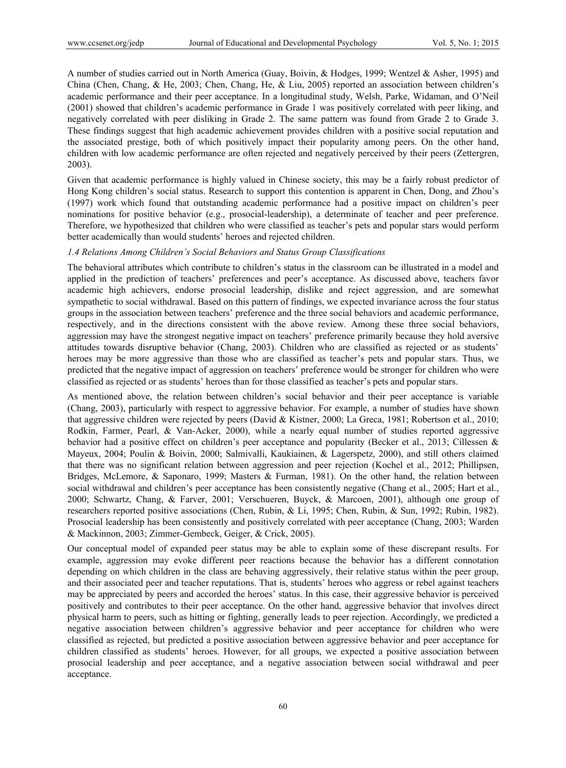A number of studies carried out in North America (Guay, Boivin, & Hodges, 1999; Wentzel & Asher, 1995) and China (Chen, Chang, & He, 2003; Chen, Chang, He, & Liu, 2005) reported an association between children's academic performance and their peer acceptance. In a longitudinal study, Welsh, Parke, Widaman, and O'Neil (2001) showed that children's academic performance in Grade 1 was positively correlated with peer liking, and negatively correlated with peer disliking in Grade 2. The same pattern was found from Grade 2 to Grade 3. These findings suggest that high academic achievement provides children with a positive social reputation and the associated prestige, both of which positively impact their popularity among peers. On the other hand, children with low academic performance are often rejected and negatively perceived by their peers (Zettergren, 2003).

Given that academic performance is highly valued in Chinese society, this may be a fairly robust predictor of Hong Kong children's social status. Research to support this contention is apparent in Chen, Dong, and Zhou's (1997) work which found that outstanding academic performance had a positive impact on children's peer nominations for positive behavior (e.g., prosocial-leadership), a determinate of teacher and peer preference. Therefore, we hypothesized that children who were classified as teacher's pets and popular stars would perform better academically than would students' heroes and rejected children.

### *1.4 Relations Among Children's Social Behaviors and Status Group Classifications*

The behavioral attributes which contribute to children's status in the classroom can be illustrated in a model and applied in the prediction of teachers' preferences and peer's acceptance. As discussed above, teachers favor academic high achievers, endorse prosocial leadership, dislike and reject aggression, and are somewhat sympathetic to social withdrawal. Based on this pattern of findings, we expected invariance across the four status groups in the association between teachers' preference and the three social behaviors and academic performance, respectively, and in the directions consistent with the above review. Among these three social behaviors, aggression may have the strongest negative impact on teachers' preference primarily because they hold aversive attitudes towards disruptive behavior (Chang, 2003). Children who are classified as rejected or as students' heroes may be more aggressive than those who are classified as teacher's pets and popular stars. Thus, we predicted that the negative impact of aggression on teachers' preference would be stronger for children who were classified as rejected or as students' heroes than for those classified as teacher's pets and popular stars.

As mentioned above, the relation between children's social behavior and their peer acceptance is variable (Chang, 2003), particularly with respect to aggressive behavior. For example, a number of studies have shown that aggressive children were rejected by peers (David & Kistner, 2000; La Greca, 1981; Robertson et al., 2010; Rodkin, Farmer, Pearl, & Van-Acker, 2000), while a nearly equal number of studies reported aggressive behavior had a positive effect on children's peer acceptance and popularity (Becker et al., 2013; Cillessen & Mayeux, 2004; Poulin & Boivin, 2000; Salmivalli, Kaukiainen, & Lagerspetz, 2000), and still others claimed that there was no significant relation between aggression and peer rejection (Kochel et al., 2012; Phillipsen, Bridges, McLemore, & Saponaro, 1999; Masters & Furman, 1981). On the other hand, the relation between social withdrawal and children's peer acceptance has been consistently negative (Chang et al., 2005; Hart et al., 2000; Schwartz, Chang, & Farver, 2001; Verschueren, Buyck, & Marcoen, 2001), although one group of researchers reported positive associations (Chen, Rubin, & Li, 1995; Chen, Rubin, & Sun, 1992; Rubin, 1982). Prosocial leadership has been consistently and positively correlated with peer acceptance (Chang, 2003; Warden & Mackinnon, 2003; Zimmer-Gembeck, Geiger, & Crick, 2005).

Our conceptual model of expanded peer status may be able to explain some of these discrepant results. For example, aggression may evoke different peer reactions because the behavior has a different connotation depending on which children in the class are behaving aggressively, their relative status within the peer group, and their associated peer and teacher reputations. That is, students' heroes who aggress or rebel against teachers may be appreciated by peers and accorded the heroes' status. In this case, their aggressive behavior is perceived positively and contributes to their peer acceptance. On the other hand, aggressive behavior that involves direct physical harm to peers, such as hitting or fighting, generally leads to peer rejection. Accordingly, we predicted a negative association between children's aggressive behavior and peer acceptance for children who were classified as rejected, but predicted a positive association between aggressive behavior and peer acceptance for children classified as students' heroes. However, for all groups, we expected a positive association between prosocial leadership and peer acceptance, and a negative association between social withdrawal and peer acceptance.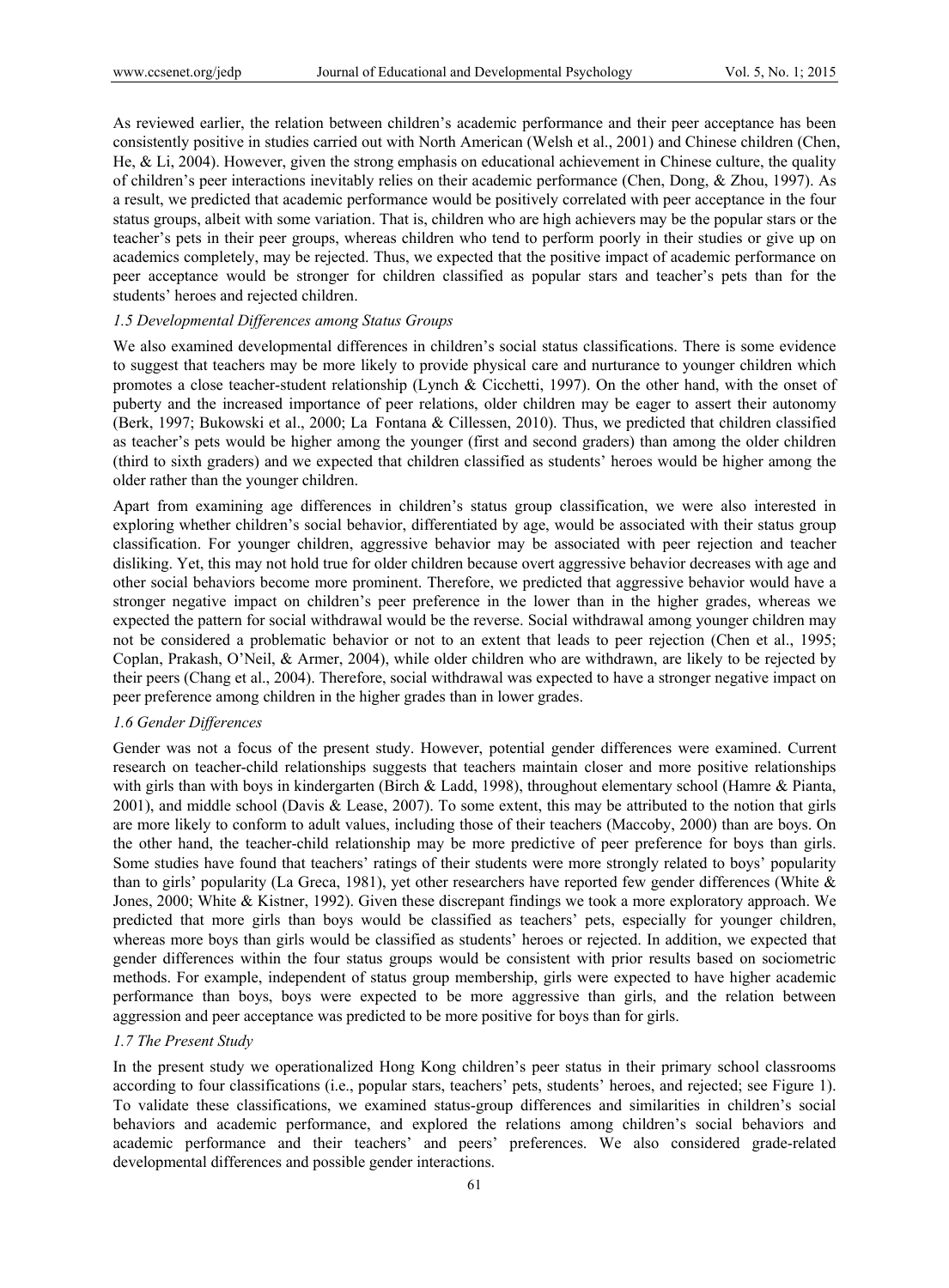As reviewed earlier, the relation between children's academic performance and their peer acceptance has been consistently positive in studies carried out with North American (Welsh et al., 2001) and Chinese children (Chen, He, & Li, 2004). However, given the strong emphasis on educational achievement in Chinese culture, the quality of children's peer interactions inevitably relies on their academic performance (Chen, Dong, & Zhou, 1997). As a result, we predicted that academic performance would be positively correlated with peer acceptance in the four status groups, albeit with some variation. That is, children who are high achievers may be the popular stars or the teacher's pets in their peer groups, whereas children who tend to perform poorly in their studies or give up on academics completely, may be rejected. Thus, we expected that the positive impact of academic performance on peer acceptance would be stronger for children classified as popular stars and teacher's pets than for the students' heroes and rejected children.

### *1.5 Developmental Differences among Status Groups*

We also examined developmental differences in children's social status classifications. There is some evidence to suggest that teachers may be more likely to provide physical care and nurturance to younger children which promotes a close teacher-student relationship (Lynch & Cicchetti, 1997). On the other hand, with the onset of puberty and the increased importance of peer relations, older children may be eager to assert their autonomy (Berk, 1997; Bukowski et al., 2000; La Fontana & Cillessen, 2010). Thus, we predicted that children classified as teacher's pets would be higher among the younger (first and second graders) than among the older children (third to sixth graders) and we expected that children classified as students' heroes would be higher among the older rather than the younger children.

Apart from examining age differences in children's status group classification, we were also interested in exploring whether children's social behavior, differentiated by age, would be associated with their status group classification. For younger children, aggressive behavior may be associated with peer rejection and teacher disliking. Yet, this may not hold true for older children because overt aggressive behavior decreases with age and other social behaviors become more prominent. Therefore, we predicted that aggressive behavior would have a stronger negative impact on children's peer preference in the lower than in the higher grades, whereas we expected the pattern for social withdrawal would be the reverse. Social withdrawal among younger children may not be considered a problematic behavior or not to an extent that leads to peer rejection (Chen et al., 1995; Coplan, Prakash, O'Neil, & Armer, 2004), while older children who are withdrawn, are likely to be rejected by their peers (Chang et al., 2004). Therefore, social withdrawal was expected to have a stronger negative impact on peer preference among children in the higher grades than in lower grades.

### *1.6 Gender Differences*

Gender was not a focus of the present study. However, potential gender differences were examined. Current research on teacher-child relationships suggests that teachers maintain closer and more positive relationships with girls than with boys in kindergarten (Birch & Ladd, 1998), throughout elementary school (Hamre & Pianta, 2001), and middle school (Davis & Lease, 2007). To some extent, this may be attributed to the notion that girls are more likely to conform to adult values, including those of their teachers (Maccoby, 2000) than are boys. On the other hand, the teacher-child relationship may be more predictive of peer preference for boys than girls. Some studies have found that teachers' ratings of their students were more strongly related to boys' popularity than to girls' popularity (La Greca, 1981), yet other researchers have reported few gender differences (White & Jones, 2000; White & Kistner, 1992). Given these discrepant findings we took a more exploratory approach. We predicted that more girls than boys would be classified as teachers' pets, especially for younger children, whereas more boys than girls would be classified as students' heroes or rejected. In addition, we expected that gender differences within the four status groups would be consistent with prior results based on sociometric methods. For example, independent of status group membership, girls were expected to have higher academic performance than boys, boys were expected to be more aggressive than girls, and the relation between aggression and peer acceptance was predicted to be more positive for boys than for girls.

### *1.7 The Present Study*

In the present study we operationalized Hong Kong children's peer status in their primary school classrooms according to four classifications (i.e., popular stars, teachers' pets, students' heroes, and rejected; see Figure 1). To validate these classifications, we examined status-group differences and similarities in children's social behaviors and academic performance, and explored the relations among children's social behaviors and academic performance and their teachers' and peers' preferences. We also considered grade-related developmental differences and possible gender interactions.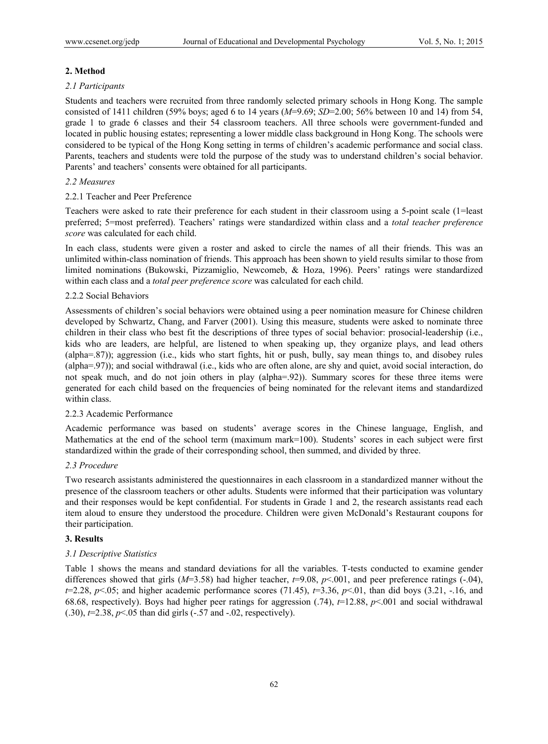## 2. Method

### 2.1 Participants

Students and teachers were recruited from three randomly selected primary schools in Hong Kong. The sample consisted of 1411 children (59% boys; aged 6 to 14 years ($M$=9.69; $SD$=2.00; 56% between 10 and 14) from 54, grade 1 to grade 6 classes and their 54 classroom teachers. All three schools were government-funded and located in public housing estates; representing a lower middle class background in Hong Kong. The schools were considered to be typical of the Hong Kong setting in terms of children's academic performance and social class. Parents, teachers and students were told the purpose of the study was to understand children's social behavior. Parents' and teachers' consents were obtained for all participants.

### 2.2 Measures

#### 2.2.1 Teacher and Peer Preference

Teachers were asked to rate their preference for each student in their classroom using a 5-point scale (1=least preferred; 5=most preferred). Teachers' ratings were standardized within class and a *total teacher preference score* was calculated for each child.

In each class, students were given a roster and asked to circle the names of all their friends. This was an unlimited within-class nomination of friends. This approach has been shown to yield results similar to those from limited nominations (Bukowski, Pizzamiglio, Newcomeb, & Hoza, 1996). Peers' ratings were standardized within each class and a *total peer preference score* was calculated for each child.

#### 2.2.2 Social Behaviors

Assessments of children's social behaviors were obtained using a peer nomination measure for Chinese children developed by Schwartz, Chang, and Farver (2001). Using this measure, students were asked to nominate three children in their class who best fit the descriptions of three types of social behavior: prosocial-leadership (i.e., kids who are leaders, are helpful, are listened to when speaking up, they organize plays, and lead others (alpha=.87)); aggression (i.e., kids who start fights, hit or push, bully, say mean things to, and disobey rules (alpha=.97)); and social withdrawal (i.e., kids who are often alone, are shy and quiet, avoid social interaction, do not speak much, and do not join others in play (alpha=.92)). Summary scores for these three items were generated for each child based on the frequencies of being nominated for the relevant items and standardized within class.

#### 2.2.3 Academic Performance

Academic performance was based on students' average scores in the Chinese language, English, and Mathematics at the end of the school term (maximum mark=100). Students' scores in each subject were first standardized within the grade of their corresponding school, then summed, and divided by three.

### 2.3 Procedure

Two research assistants administered the questionnaires in each classroom in a standardized manner without the presence of the classroom teachers or other adults. Students were informed that their participation was voluntary and their responses would be kept confidential. For students in Grade 1 and 2, the research assistants read each item aloud to ensure they understood the procedure. Children were given McDonald's Restaurant coupons for their participation.

## 3. Results

### 3.1 Descriptive Statistics

Table 1 shows the means and standard deviations for all the variables. T-tests conducted to examine gender differences showed that girls ($M$=3.58) had higher teacher, $t$=9.08, $p$<.001, and peer preference ratings (-.04), $t$=2.28, $p$<.05; and higher academic performance scores (71.45), $t$=3.36, $p$<.01, than did boys (3.21, -.16, and 68.68, respectively). Boys had higher peer ratings for aggression (.74), $t$=12.88, $p$<.001 and social withdrawal (.30), $t$=2.38, $p$<.05 than did girls (-.57 and -.02, respectively).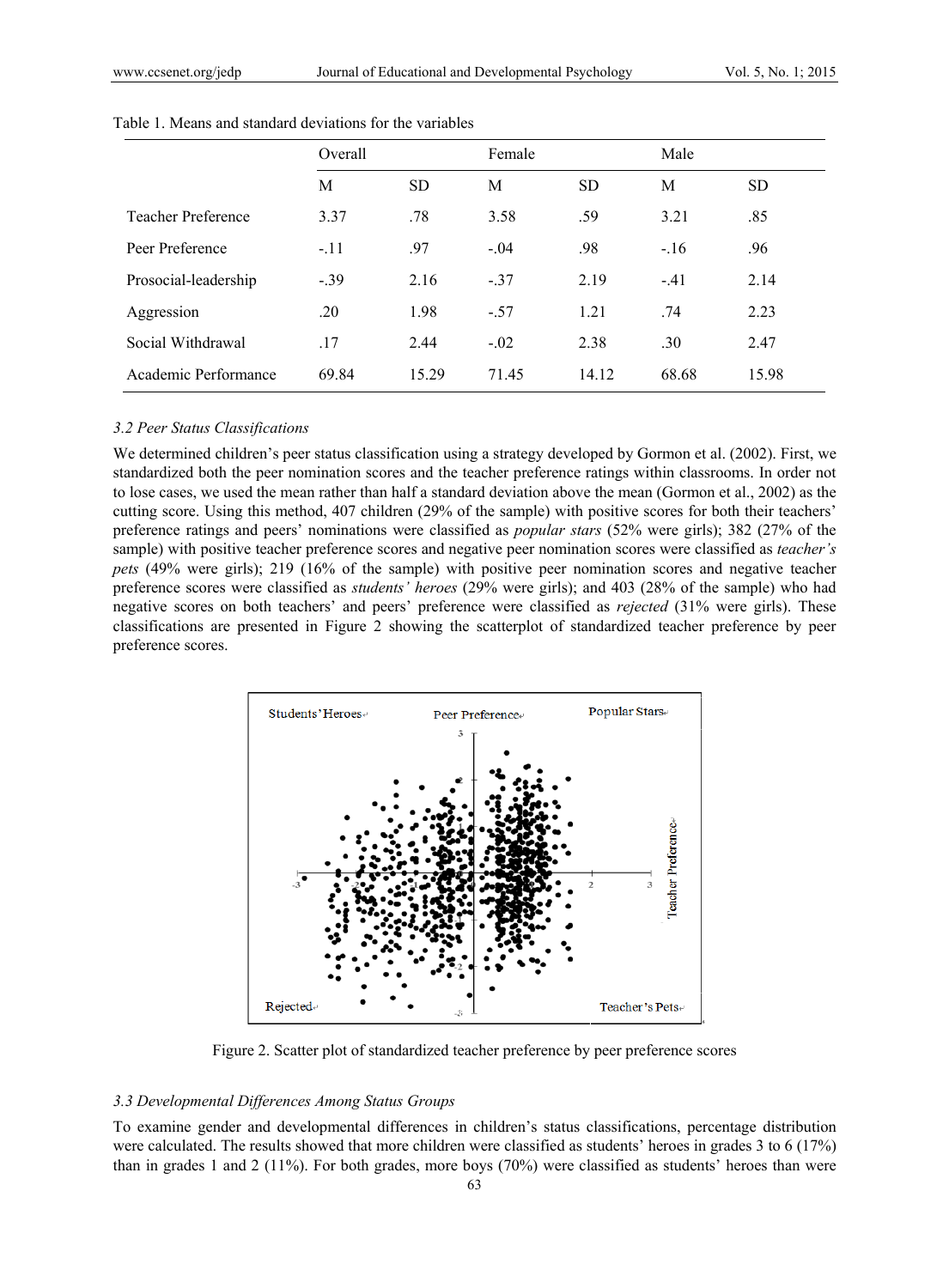Table 1. Means and standard deviations for the variables

| | Overall | | Female | | Male | |
|---|---|---|---|---|---|---|
| | M | SD | M | SD | M | SD |
| Teacher Preference | 3.37 | .78 | 3.58 | .59 | 3.21 | .85 |
| Peer Preference | -.11 | .97 | -.04 | .98 | -.16 | .96 |
| Prosocial-leadership | -.39 | 2.16 | -.37 | 2.19 | -.41 | 2.14 |
| Aggression | .20 | 1.98 | -.57 | 1.21 | .74 | 2.23 |
| Social Withdrawal | .17 | 2.44 | -.02 | 2.38 | .30 | 2.47 |
| Academic Performance | 69.84 | 15.29 | 71.45 | 14.12 | 68.68 | 15.98 |

### 3.2 Peer Status Classifications

We determined children's peer status classification using a strategy developed by Gormon et al. (2002). First, we standardized both the peer nomination scores and the teacher preference ratings within classrooms. In order not to lose cases, we used the mean rather than half a standard deviation above the mean (Gormon et al., 2002) as the cutting score. Using this method, 407 children (29% of the sample) with positive scores for both their teachers' preference ratings and peers' nominations were classified as *popular stars* (52% were girls); 382 (27% of the sample) with positive teacher preference scores and negative peer nomination scores were classified as *teacher's pets* (49% were girls); 219 (16% of the sample) with positive peer nomination scores and negative teacher preference scores were classified as *students' heroes* (29% were girls); and 403 (28% of the sample) who had negative scores on both teachers' and peers' preference were classified as *rejected* (31% were girls). These classifications are presented in Figure 2 showing the scatterplot of standardized teacher preference by peer preference scores.

Figure 2. Scatter plot of standardized teacher preference by peer preference scores

### 3.3 Developmental Differences Among Status Groups

To examine gender and developmental differences in children's status classifications, percentage distribution were calculated. The results showed that more children were classified as students' heroes in grades 3 to 6 (17%) than in grades 1 and 2 (11%). For both grades, more boys (70%) were classified as students' heroes than were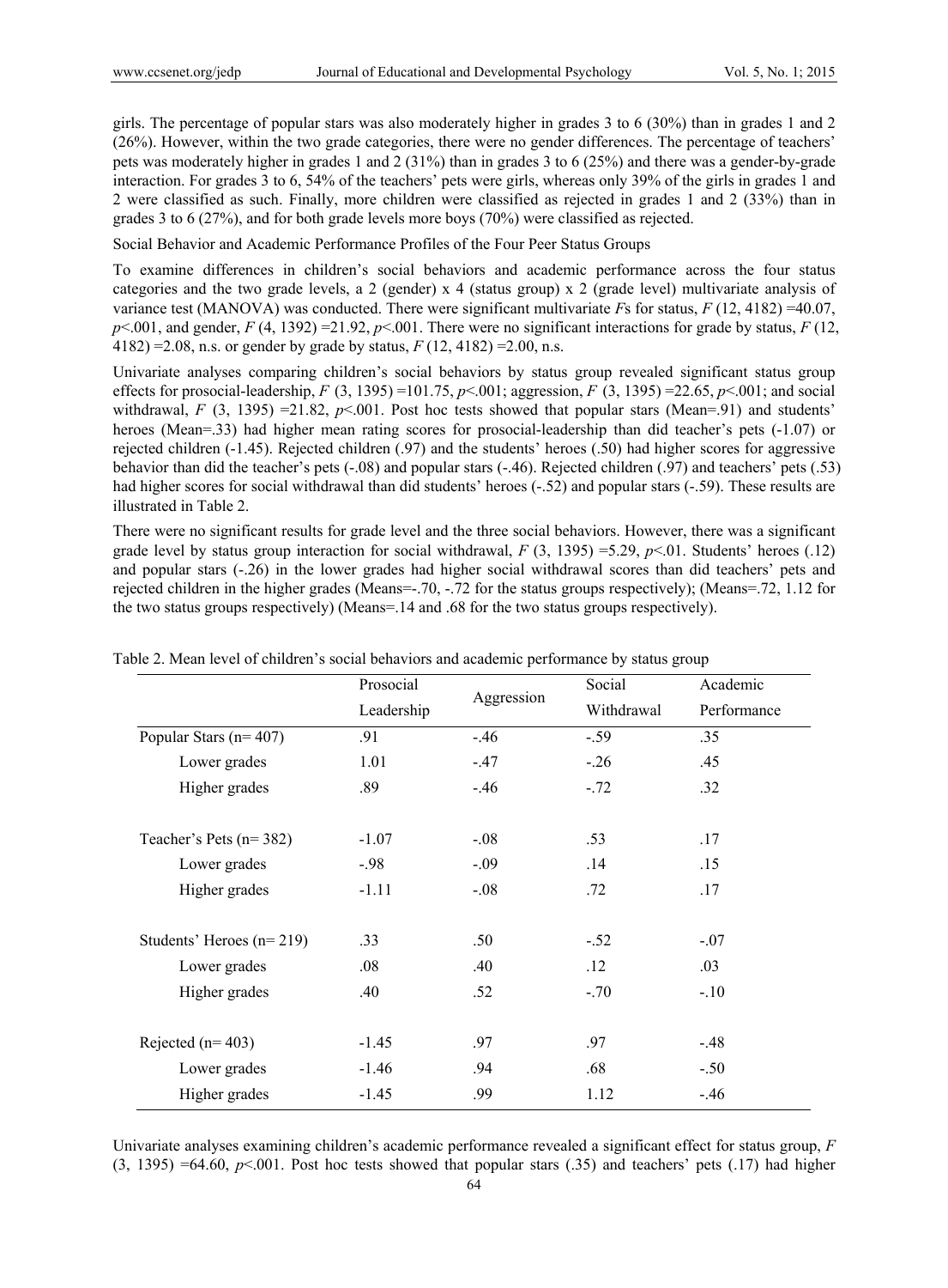girls. The percentage of popular stars was also moderately higher in grades 3 to 6 (30%) than in grades 1 and 2 (26%). However, within the two grade categories, there were no gender differences. The percentage of teachers' pets was moderately higher in grades 1 and 2 (31%) than in grades 3 to 6 (25%) and there was a gender-by-grade interaction. For grades 3 to 6, 54% of the teachers' pets were girls, whereas only 39% of the girls in grades 1 and 2 were classified as such. Finally, more children were classified as rejected in grades 1 and 2 (33%) than in grades 3 to 6 (27%), and for both grade levels more boys (70%) were classified as rejected.

### Social Behavior and Academic Performance Profiles of the Four Peer Status Groups

To examine differences in children's social behaviors and academic performance across the four status categories and the two grade levels, a 2 (gender) x 4 (status group) x 2 (grade level) multivariate analysis of variance test (MANOVA) was conducted. There were significant multivariate *F*s for status, $F$ (12, 4182) =40.07, $p<.001$, and gender, $F$ (4, 1392) =21.92, $p<.001$. There were no significant interactions for grade by status, $F$ (12, 4182) =2.08, n.s. or gender by grade by status, $F$ (12, 4182) =2.00, n.s.

Univariate analyses comparing children's social behaviors by status group revealed significant status group effects for prosocial-leadership, $F$ (3, 1395) =101.75, $p<.001$; aggression, $F$ (3, 1395) =22.65, $p<.001$; and social withdrawal, $F$ (3, 1395) =21.82, $p<.001$. Post hoc tests showed that popular stars (Mean=.91) and students' heroes (Mean=.33) had higher mean rating scores for prosocial-leadership than did teacher's pets (-1.07) or rejected children (-1.45). Rejected children (.97) and the students' heroes (.50) had higher scores for aggressive behavior than did the teacher's pets (-.08) and popular stars (-.46). Rejected children (.97) and teachers' pets (.53) had higher scores for social withdrawal than did students' heroes (-.52) and popular stars (-.59). These results are illustrated in Table 2.

There were no significant results for grade level and the three social behaviors. However, there was a significant grade level by status group interaction for social withdrawal, $F$ (3, 1395) =5.29, $p<.01$. Students' heroes (.12) and popular stars (-.26) in the lower grades had higher social withdrawal scores than did teachers' pets and rejected children in the higher grades (Means=-.70, -.72 for the status groups respectively); (Means=.72, 1.12 for the two status groups respectively) (Means=.14 and .68 for the two status groups respectively).

Table 2. Mean level of children's social behaviors and academic performance by status group

| | Prosocial Leadership | Aggression | Social Withdrawal | Academic Performance |
|---|---|---|---|---|
| Popular Stars (n= 407) | .91 | -.46 | -.59 | .35 |
| Lower grades | 1.01 | -.47 | -.26 | .45 |
| Higher grades | .89 | -.46 | -.72 | .32 |
| | | | | |
| Teacher's Pets (n= 382) | -1.07 | -.08 | .53 | .17 |
| Lower grades | -.98 | -.09 | .14 | .15 |
| Higher grades | -1.11 | -.08 | .72 | .17 |
| | | | | |
| Students' Heroes (n= 219) | .33 | .50 | -.52 | -.07 |
| Lower grades | .08 | .40 | .12 | .03 |
| Higher grades | .40 | .52 | -.70 | -.10 |
| | | | | |
| Rejected (n= 403) | -1.45 | .97 | .97 | -.48 |
| Lower grades | -1.46 | .94 | .68 | -.50 |
| Higher grades | -1.45 | .99 | 1.12 | -.46 |

Univariate analyses examining children's academic performance revealed a significant effect for status group, $F$ (3, 1395) =64.60, $p<.001$. Post hoc tests showed that popular stars (.35) and teachers' pets (.17) had higher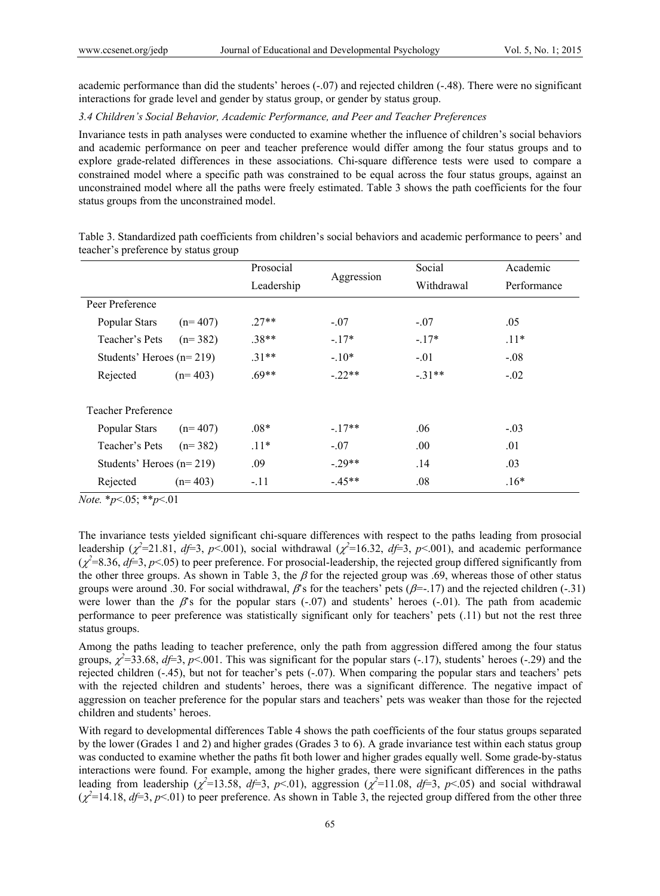academic performance than did the students' heroes (-.07) and rejected children (-.48). There were no significant interactions for grade level and gender by status group, or gender by status group.

### 3.4 Children's Social Behavior, Academic Performance, and Peer and Teacher Preferences

Invariance tests in path analyses were conducted to examine whether the influence of children's social behaviors and academic performance on peer and teacher preference would differ among the four status groups and to explore grade-related differences in these associations. Chi-square difference tests were used to compare a constrained model where a specific path was constrained to be equal across the four status groups, against an unconstrained model where all the paths were freely estimated. Table 3 shows the path coefficients for the four status groups from the unconstrained model.

Table 3. Standardized path coefficients from children's social behaviors and academic performance to peers' and teacher's preference by status group

| | | Prosocial Leadership | Aggression | Social Withdrawal | Academic Performance |
|---|---|---|---|---|---|
| Peer Preference | | | | | |
| Popular Stars | (n= 407) | .27** | -.07 | -.07 | .05 |
| Teacher's Pets | (n= 382) | .38** | -.17* | -.17* | .11* |
| Students' Heroes | (n= 219) | .31** | -.10* | -.01 | -.08 |
| Rejected | (n= 403) | .69** | -.22** | -.31** | -.02 |
| Teacher Preference | | | | | |
| Popular Stars | (n= 407) | .08* | -.17** | .06 | -.03 |
| Teacher's Pets | (n= 382) | .11* | -.07 | .00 | .01 |
| Students' Heroes | (n= 219) | .09 | -.29** | .14 | .03 |
| Rejected | (n= 403) | -.11 | -.45** | .08 | .16* |

*Note.* *$p$<.05; **$p$<.01

The invariance tests yielded significant chi-square differences with respect to the paths leading from prosocial leadership ($\chi^2$=21.81, $df$=3, $p$<.001), social withdrawal ($\chi^2$=16.32, $df$=3, $p$<.001), and academic performance ($\chi^2$=8.36, $df$=3, $p$<.05) to peer preference. For prosocial-leadership, the rejected group differed significantly from the other three groups. As shown in Table 3, the $\beta$ for the rejected group was .69, whereas those of other status groups were around .30. For social withdrawal, $\beta$'s for the teachers' pets ($\beta$=-.17) and the rejected children (-.31) were lower than the $\beta$'s for the popular stars (-.07) and students' heroes (-.01). The path from academic performance to peer preference was statistically significant only for teachers' pets (.11) but not the rest three status groups.

Among the paths leading to teacher preference, only the path from aggression differed among the four status groups, $\chi^2$=33.68, $df$=3, $p$<.001. This was significant for the popular stars (-.17), students' heroes (-.29) and the rejected children (-.45), but not for teacher's pets (-.07). When comparing the popular stars and teachers' pets with the rejected children and students' heroes, there was a significant difference. The negative impact of aggression on teacher preference for the popular stars and teachers' pets was weaker than those for the rejected children and students' heroes.

With regard to developmental differences Table 4 shows the path coefficients of the four status groups separated by the lower (Grades 1 and 2) and higher grades (Grades 3 to 6). A grade invariance test within each status group was conducted to examine whether the paths fit both lower and higher grades equally well. Some grade-by-status interactions were found. For example, among the higher grades, there were significant differences in the paths leading from leadership ($\chi^2$=13.58, $df$=3, $p$<.01), aggression ($\chi^2$=11.08, $df$=3, $p$<.05) and social withdrawal ($\chi^2$=14.18, $df$=3, $p$<.01) to peer preference. As shown in Table 3, the rejected group differed from the other three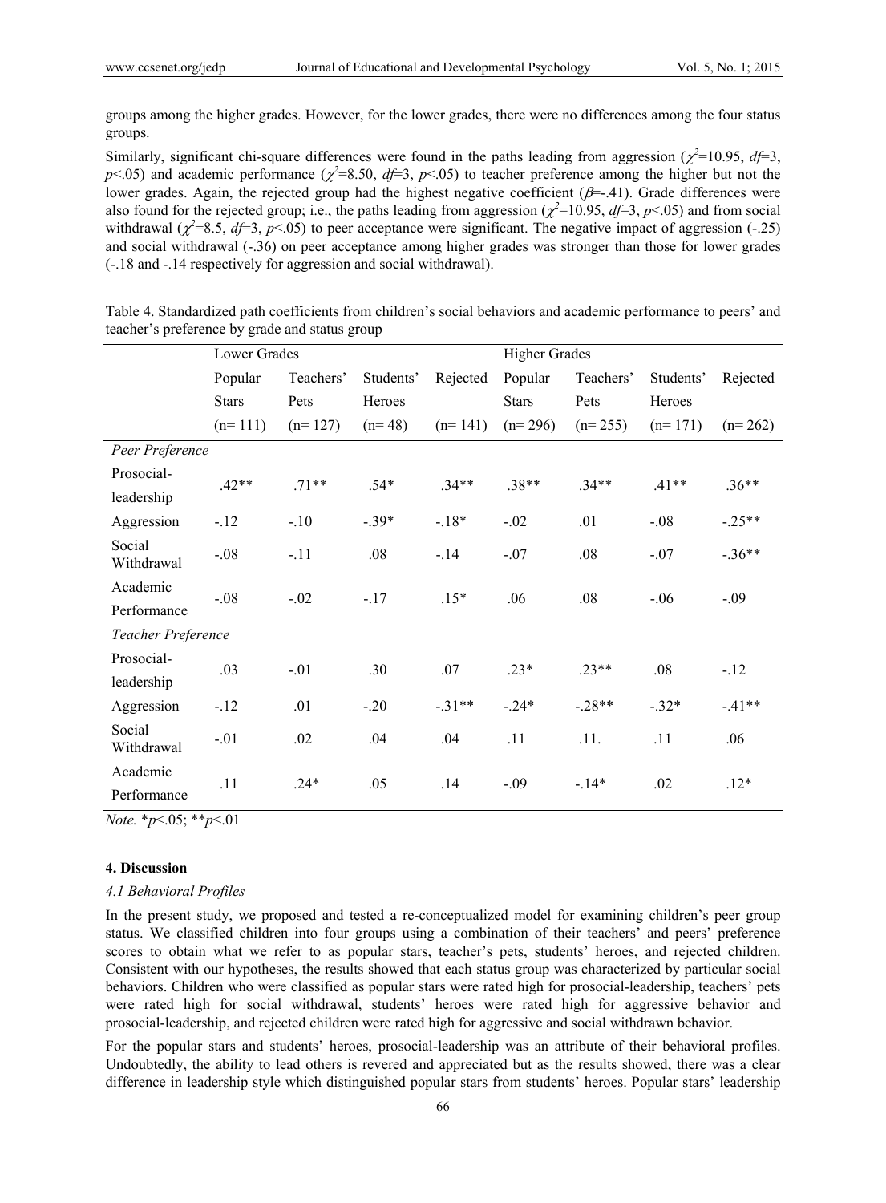groups among the higher grades. However, for the lower grades, there were no differences among the four status groups.

Similarly, significant chi-square differences were found in the paths leading from aggression ($\chi^2$=10.95, *df*=3, $p$<.05) and academic performance ($\chi^2$=8.50, *df*=3, $p$<.05) to teacher preference among the higher but not the lower grades. Again, the rejected group had the highest negative coefficient ($\beta$=-.41). Grade differences were also found for the rejected group; i.e., the paths leading from aggression ($\chi^2$=10.95, *df*=3, $p$<.05) and from social withdrawal ($\chi^2$=8.5, *df*=3, $p$<.05) to peer acceptance were significant. The negative impact of aggression (-.25) and social withdrawal (-.36) on peer acceptance among higher grades was stronger than those for lower grades (-.18 and -.14 respectively for aggression and social withdrawal).

Table 4. Standardized path coefficients from children's social behaviors and academic performance to peers' and teacher's preference by grade and status group

| | Lower Grades | | | | Higher Grades | | | |
|---|---|---|---|---|---|---|---|---|
| | Popular Stars (n= 111) | Teachers' Pets (n= 127) | Students' Heroes (n= 48) | Rejected (n= 141) | Popular Stars (n= 296) | Teachers' Pets (n= 255) | Students' Heroes (n= 171) | Rejected (n= 262) |
| *Peer Preference* | | | | | | | | |
| Prosocial-leadership | .42** | .71** | .54* | .34** | .38** | .34** | .41** | .36** |
| Aggression | -.12 | -.10 | -.39* | -.18* | -.02 | .01 | -.08 | -.25** |
| Social Withdrawal | -.08 | -.11 | .08 | -.14 | -.07 | .08 | -.07 | -.36** |
| Academic Performance | -.08 | -.02 | -.17 | .15* | .06 | .08 | -.06 | -.09 |
| *Teacher Preference* | | | | | | | | |
| Prosocial-leadership | .03 | -.01 | .30 | .07 | .23* | .23** | .08 | -.12 |
| Aggression | -.12 | .01 | -.20 | -.31** | -.24* | -.28** | -.32* | -.41** |
| Social Withdrawal | -.01 | .02 | .04 | .04 | .11 | .11. | .11 | .06 |
| Academic Performance | .11 | .24* | .05 | .14 | -.09 | -.14* | .02 | .12* |

*Note.* *$p$<.05; **$p$<.01

## 4. Discussion

### *4.1 Behavioral Profiles*

In the present study, we proposed and tested a re-conceptualized model for examining children's peer group status. We classified children into four groups using a combination of their teachers' and peers' preference scores to obtain what we refer to as popular stars, teacher's pets, students' heroes, and rejected children. Consistent with our hypotheses, the results showed that each status group was characterized by particular social behaviors. Children who were classified as popular stars were rated high for prosocial-leadership, teachers' pets were rated high for social withdrawal, students' heroes were rated high for aggressive behavior and prosocial-leadership, and rejected children were rated high for aggressive and social withdrawn behavior.

For the popular stars and students' heroes, prosocial-leadership was an attribute of their behavioral profiles. Undoubtedly, the ability to lead others is revered and appreciated but as the results showed, there was a clear difference in leadership style which distinguished popular stars from students' heroes. Popular stars' leadership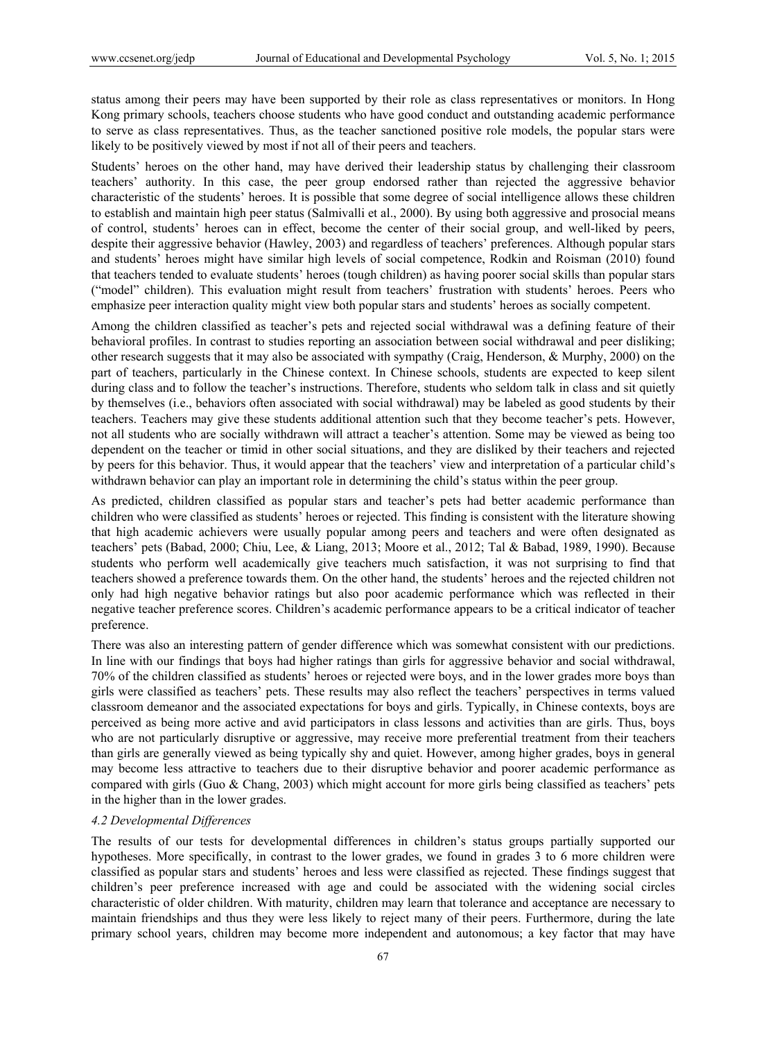status among their peers may have been supported by their role as class representatives or monitors. In Hong Kong primary schools, teachers choose students who have good conduct and outstanding academic performance to serve as class representatives. Thus, as the teacher sanctioned positive role models, the popular stars were likely to be positively viewed by most if not all of their peers and teachers.

Students' heroes on the other hand, may have derived their leadership status by challenging their classroom teachers' authority. In this case, the peer group endorsed rather than rejected the aggressive behavior characteristic of the students' heroes. It is possible that some degree of social intelligence allows these children to establish and maintain high peer status (Salmivalli et al., 2000). By using both aggressive and prosocial means of control, students' heroes can in effect, become the center of their social group, and well-liked by peers, despite their aggressive behavior (Hawley, 2003) and regardless of teachers' preferences. Although popular stars and students' heroes might have similar high levels of social competence, Rodkin and Roisman (2010) found that teachers tended to evaluate students' heroes (tough children) as having poorer social skills than popular stars ("model" children). This evaluation might result from teachers' frustration with students' heroes. Peers who emphasize peer interaction quality might view both popular stars and students' heroes as socially competent.

Among the children classified as teacher's pets and rejected social withdrawal was a defining feature of their behavioral profiles. In contrast to studies reporting an association between social withdrawal and peer disliking; other research suggests that it may also be associated with sympathy (Craig, Henderson, & Murphy, 2000) on the part of teachers, particularly in the Chinese context. In Chinese schools, students are expected to keep silent during class and to follow the teacher's instructions. Therefore, students who seldom talk in class and sit quietly by themselves (i.e., behaviors often associated with social withdrawal) may be labeled as good students by their teachers. Teachers may give these students additional attention such that they become teacher's pets. However, not all students who are socially withdrawn will attract a teacher's attention. Some may be viewed as being too dependent on the teacher or timid in other social situations, and they are disliked by their teachers and rejected by peers for this behavior. Thus, it would appear that the teachers' view and interpretation of a particular child's withdrawn behavior can play an important role in determining the child's status within the peer group.

As predicted, children classified as popular stars and teacher's pets had better academic performance than children who were classified as students' heroes or rejected. This finding is consistent with the literature showing that high academic achievers were usually popular among peers and teachers and were often designated as teachers' pets (Babad, 2000; Chiu, Lee, & Liang, 2013; Moore et al., 2012; Tal & Babad, 1989, 1990). Because students who perform well academically give teachers much satisfaction, it was not surprising to find that teachers showed a preference towards them. On the other hand, the students' heroes and the rejected children not only had high negative behavior ratings but also poor academic performance which was reflected in their negative teacher preference scores. Children's academic performance appears to be a critical indicator of teacher preference.

There was also an interesting pattern of gender difference which was somewhat consistent with our predictions. In line with our findings that boys had higher ratings than girls for aggressive behavior and social withdrawal, 70% of the children classified as students' heroes or rejected were boys, and in the lower grades more boys than girls were classified as teachers' pets. These results may also reflect the teachers' perspectives in terms valued classroom demeanor and the associated expectations for boys and girls. Typically, in Chinese contexts, boys are perceived as being more active and avid participators in class lessons and activities than are girls. Thus, boys who are not particularly disruptive or aggressive, may receive more preferential treatment from their teachers than girls are generally viewed as being typically shy and quiet. However, among higher grades, boys in general may become less attractive to teachers due to their disruptive behavior and poorer academic performance as compared with girls (Guo & Chang, 2003) which might account for more girls being classified as teachers' pets in the higher than in the lower grades.

### *4.2 Developmental Differences*

The results of our tests for developmental differences in children's status groups partially supported our hypotheses. More specifically, in contrast to the lower grades, we found in grades 3 to 6 more children were classified as popular stars and students' heroes and less were classified as rejected. These findings suggest that children's peer preference increased with age and could be associated with the widening social circles characteristic of older children. With maturity, children may learn that tolerance and acceptance are necessary to maintain friendships and thus they were less likely to reject many of their peers. Furthermore, during the late primary school years, children may become more independent and autonomous; a key factor that may have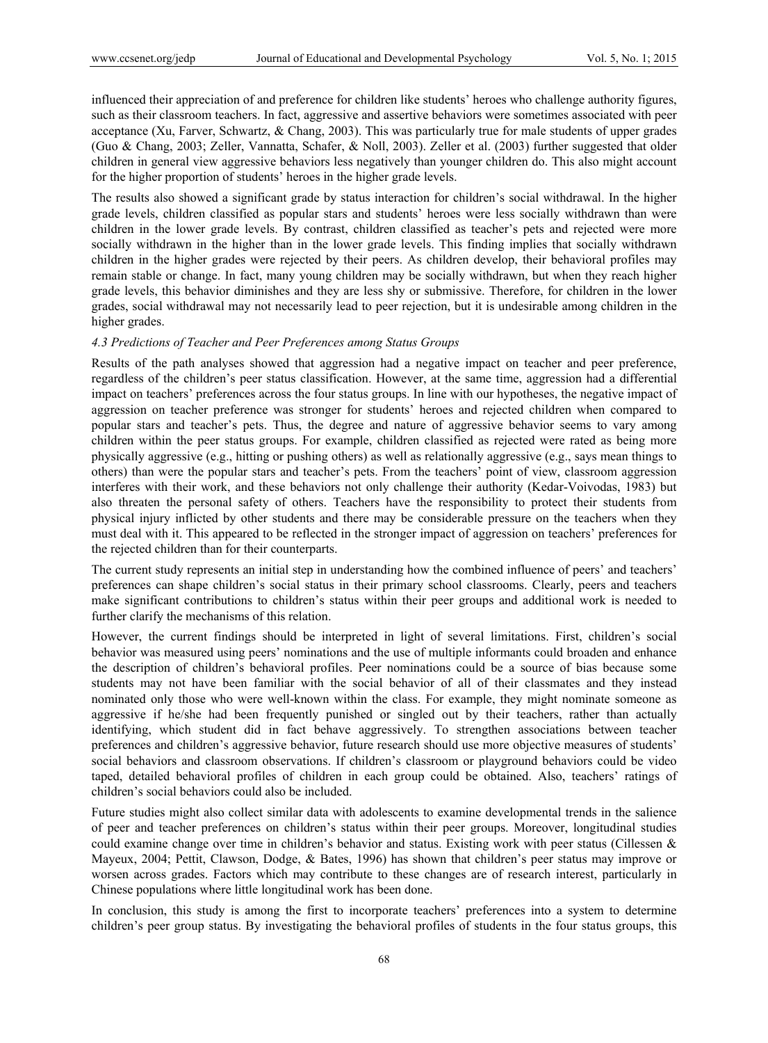influenced their appreciation of and preference for children like students' heroes who challenge authority figures, such as their classroom teachers. In fact, aggressive and assertive behaviors were sometimes associated with peer acceptance (Xu, Farver, Schwartz, & Chang, 2003). This was particularly true for male students of upper grades (Guo & Chang, 2003; Zeller, Vannatta, Schafer, & Noll, 2003). Zeller et al. (2003) further suggested that older children in general view aggressive behaviors less negatively than younger children do. This also might account for the higher proportion of students' heroes in the higher grade levels.

The results also showed a significant grade by status interaction for children's social withdrawal. In the higher grade levels, children classified as popular stars and students' heroes were less socially withdrawn than were children in the lower grade levels. By contrast, children classified as teacher's pets and rejected were more socially withdrawn in the higher than in the lower grade levels. This finding implies that socially withdrawn children in the higher grades were rejected by their peers. As children develop, their behavioral profiles may remain stable or change. In fact, many young children may be socially withdrawn, but when they reach higher grade levels, this behavior diminishes and they are less shy or submissive. Therefore, for children in the lower grades, social withdrawal may not necessarily lead to peer rejection, but it is undesirable among children in the higher grades.

### 4.3 Predictions of Teacher and Peer Preferences among Status Groups

Results of the path analyses showed that aggression had a negative impact on teacher and peer preference, regardless of the children's peer status classification. However, at the same time, aggression had a differential impact on teachers' preferences across the four status groups. In line with our hypotheses, the negative impact of aggression on teacher preference was stronger for students' heroes and rejected children when compared to popular stars and teacher's pets. Thus, the degree and nature of aggressive behavior seems to vary among children within the peer status groups. For example, children classified as rejected were rated as being more physically aggressive (e.g., hitting or pushing others) as well as relationally aggressive (e.g., says mean things to others) than were the popular stars and teacher's pets. From the teachers' point of view, classroom aggression interferes with their work, and these behaviors not only challenge their authority (Kedar-Voivodas, 1983) but also threaten the personal safety of others. Teachers have the responsibility to protect their students from physical injury inflicted by other students and there may be considerable pressure on the teachers when they must deal with it. This appeared to be reflected in the stronger impact of aggression on teachers' preferences for the rejected children than for their counterparts.

The current study represents an initial step in understanding how the combined influence of peers' and teachers' preferences can shape children's social status in their primary school classrooms. Clearly, peers and teachers make significant contributions to children's status within their peer groups and additional work is needed to further clarify the mechanisms of this relation.

However, the current findings should be interpreted in light of several limitations. First, children's social behavior was measured using peers' nominations and the use of multiple informants could broaden and enhance the description of children's behavioral profiles. Peer nominations could be a source of bias because some students may not have been familiar with the social behavior of all of their classmates and they instead nominated only those who were well-known within the class. For example, they might nominate someone as aggressive if he/she had been frequently punished or singled out by their teachers, rather than actually identifying, which student did in fact behave aggressively. To strengthen associations between teacher preferences and children's aggressive behavior, future research should use more objective measures of students' social behaviors and classroom observations. If children's classroom or playground behaviors could be video taped, detailed behavioral profiles of children in each group could be obtained. Also, teachers' ratings of children's social behaviors could also be included.

Future studies might also collect similar data with adolescents to examine developmental trends in the salience of peer and teacher preferences on children's status within their peer groups. Moreover, longitudinal studies could examine change over time in children's behavior and status. Existing work with peer status (Cillessen & Mayeux, 2004; Pettit, Clawson, Dodge, & Bates, 1996) has shown that children's peer status may improve or worsen across grades. Factors which may contribute to these changes are of research interest, particularly in Chinese populations where little longitudinal work has been done.

In conclusion, this study is among the first to incorporate teachers' preferences into a system to determine children's peer group status. By investigating the behavioral profiles of students in the four status groups, this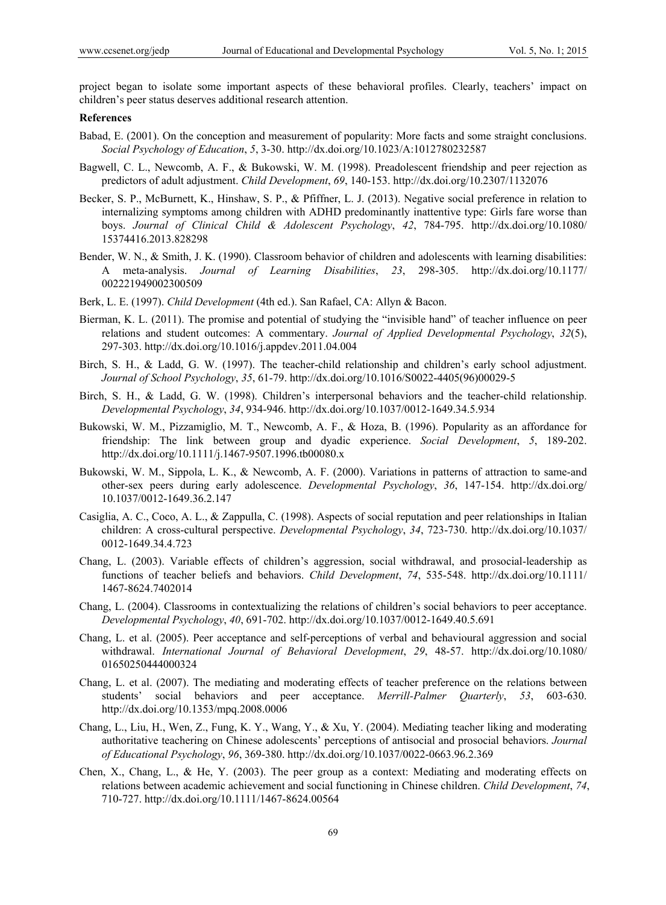project began to isolate some important aspects of these behavioral profiles. Clearly, teachers' impact on children's peer status deserves additional research attention.

**References**

Babad, E. (2001). On the conception and measurement of popularity: More facts and some straight conclusions. *Social Psychology of Education*, *5*, 3-30. http://dx.doi.org/10.1023/A:1012780232587

Bagwell, C. L., Newcomb, A. F., & Bukowski, W. M. (1998). Preadolescent friendship and peer rejection as predictors of adult adjustment. *Child Development*, *69*, 140-153. http://dx.doi.org/10.2307/1132076

Becker, S. P., McBurnett, K., Hinshaw, S. P., & Pfiffner, L. J. (2013). Negative social preference in relation to internalizing symptoms among children with ADHD predominantly inattentive type: Girls fare worse than boys. *Journal of Clinical Child & Adolescent Psychology*, *42*, 784-795. http://dx.doi.org/10.1080/15374416.2013.828298

Bender, W. N., & Smith, J. K. (1990). Classroom behavior of children and adolescents with learning disabilities: A meta-analysis. *Journal of Learning Disabilities*, *23*, 298-305. http://dx.doi.org/10.1177/002221949002300509

Berk, L. E. (1997). *Child Development* (4th ed.). San Rafael, CA: Allyn & Bacon.

Bierman, K. L. (2011). The promise and potential of studying the "invisible hand" of teacher influence on peer relations and student outcomes: A commentary. *Journal of Applied Developmental Psychology*, *32*(5), 297-303. http://dx.doi.org/10.1016/j.appdev.2011.04.004

Birch, S. H., & Ladd, G. W. (1997). The teacher-child relationship and children's early school adjustment. *Journal of School Psychology*, *35*, 61-79. http://dx.doi.org/10.1016/S0022-4405(96)00029-5

Birch, S. H., & Ladd, G. W. (1998). Children's interpersonal behaviors and the teacher-child relationship. *Developmental Psychology*, *34*, 934-946. http://dx.doi.org/10.1037/0012-1649.34.5.934

Bukowski, W. M., Pizzamiglio, M. T., Newcomb, A. F., & Hoza, B. (1996). Popularity as an affordance for friendship: The link between group and dyadic experience. *Social Development*, *5*, 189-202. http://dx.doi.org/10.1111/j.1467-9507.1996.tb00080.x

Bukowski, W. M., Sippola, L. K., & Newcomb, A. F. (2000). Variations in patterns of attraction to same-and other-sex peers during early adolescence. *Developmental Psychology*, *36*, 147-154. http://dx.doi.org/10.1037/0012-1649.36.2.147

Casiglia, A. C., Coco, A. L., & Zappulla, C. (1998). Aspects of social reputation and peer relationships in Italian children: A cross-cultural perspective. *Developmental Psychology*, *34*, 723-730. http://dx.doi.org/10.1037/0012-1649.34.4.723

Chang, L. (2003). Variable effects of children's aggression, social withdrawal, and prosocial-leadership as functions of teacher beliefs and behaviors. *Child Development*, *74*, 535-548. http://dx.doi.org/10.1111/1467-8624.7402014

Chang, L. (2004). Classrooms in contextualizing the relations of children's social behaviors to peer acceptance. *Developmental Psychology*, *40*, 691-702. http://dx.doi.org/10.1037/0012-1649.40.5.691

Chang, L. et al. (2005). Peer acceptance and self-perceptions of verbal and behavioural aggression and social withdrawal. *International Journal of Behavioral Development*, *29*, 48-57. http://dx.doi.org/10.1080/01650250444000324

Chang, L. et al. (2007). The mediating and moderating effects of teacher preference on the relations between students' social behaviors and peer acceptance. *Merrill-Palmer Quarterly*, *53*, 603-630. http://dx.doi.org/10.1353/mpq.2008.0006

Chang, L., Liu, H., Wen, Z., Fung, K. Y., Wang, Y., & Xu, Y. (2004). Mediating teacher liking and moderating authoritative teachering on Chinese adolescents' perceptions of antisocial and prosocial behaviors. *Journal of Educational Psychology*, *96*, 369-380. http://dx.doi.org/10.1037/0022-0663.96.2.369

Chen, X., Chang, L., & He, Y. (2003). The peer group as a context: Mediating and moderating effects on relations between academic achievement and social functioning in Chinese children. *Child Development*, *74*, 710-727. http://dx.doi.org/10.1111/1467-8624.00564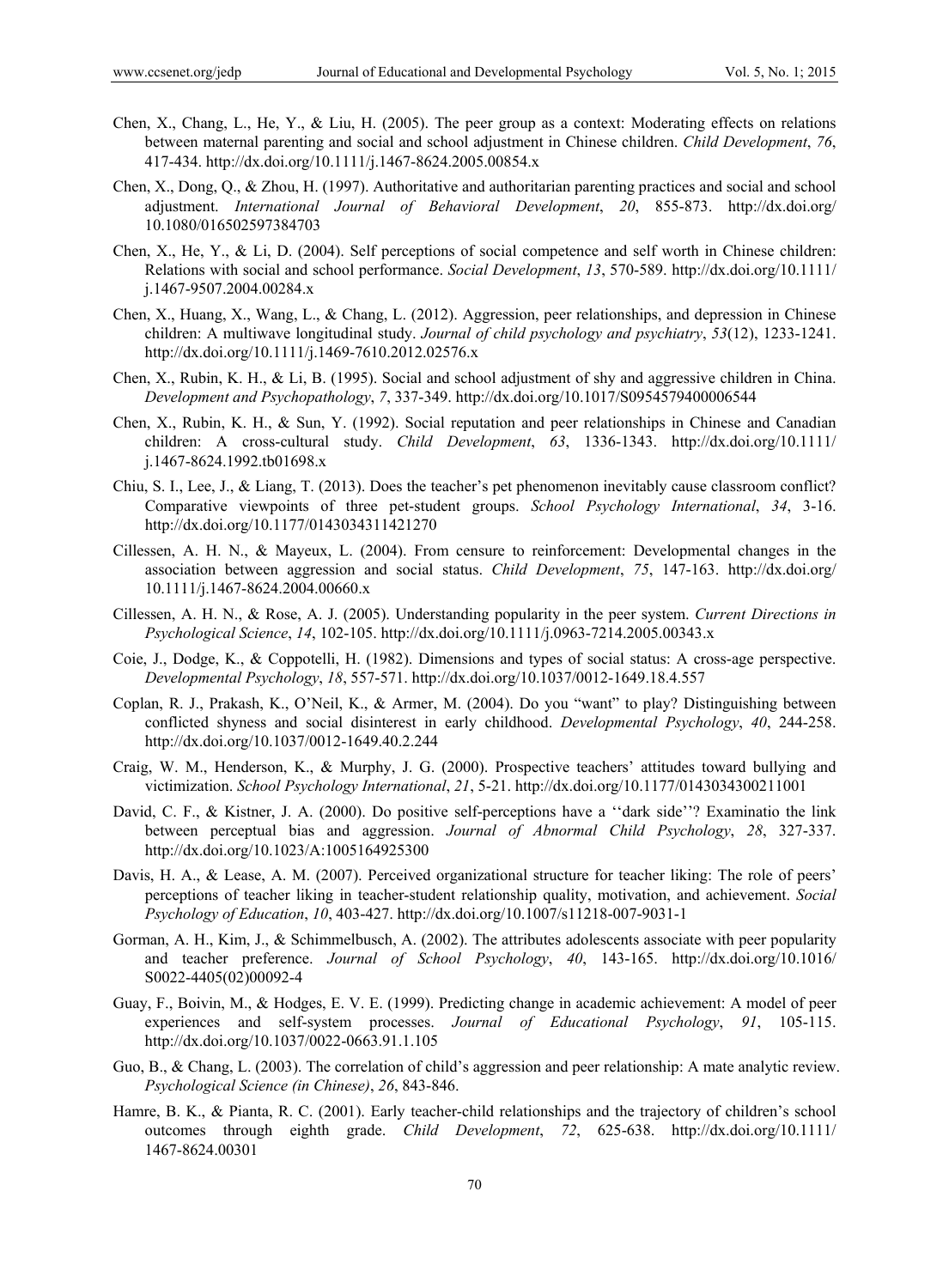Chen, X., Chang, L., He, Y., & Liu, H. (2005). The peer group as a context: Moderating effects on relations between maternal parenting and social and school adjustment in Chinese children. *Child Development*, *76*, 417-434. http://dx.doi.org/10.1111/j.1467-8624.2005.00854.x

Chen, X., Dong, Q., & Zhou, H. (1997). Authoritative and authoritarian parenting practices and social and school adjustment. *International Journal of Behavioral Development*, *20*, 855-873. http://dx.doi.org/10.1080/016502597384703

Chen, X., He, Y., & Li, D. (2004). Self perceptions of social competence and self worth in Chinese children: Relations with social and school performance. *Social Development*, *13*, 570-589. http://dx.doi.org/10.1111/j.1467-9507.2004.00284.x

Chen, X., Huang, X., Wang, L., & Chang, L. (2012). Aggression, peer relationships, and depression in Chinese children: A multiwave longitudinal study. *Journal of child psychology and psychiatry*, *53*(12), 1233-1241. http://dx.doi.org/10.1111/j.1469-7610.2012.02576.x

Chen, X., Rubin, K. H., & Li, B. (1995). Social and school adjustment of shy and aggressive children in China. *Development and Psychopathology*, *7*, 337-349. http://dx.doi.org/10.1017/S0954579400006544

Chen, X., Rubin, K. H., & Sun, Y. (1992). Social reputation and peer relationships in Chinese and Canadian children: A cross-cultural study. *Child Development*, *63*, 1336-1343. http://dx.doi.org/10.1111/j.1467-8624.1992.tb01698.x

Chiu, S. I., Lee, J., & Liang, T. (2013). Does the teacher's pet phenomenon inevitably cause classroom conflict? Comparative viewpoints of three pet-student groups. *School Psychology International*, *34*, 3-16. http://dx.doi.org/10.1177/0143034311421270

Cillessen, A. H. N., & Mayeux, L. (2004). From censure to reinforcement: Developmental changes in the association between aggression and social status. *Child Development*, *75*, 147-163. http://dx.doi.org/10.1111/j.1467-8624.2004.00660.x

Cillessen, A. H. N., & Rose, A. J. (2005). Understanding popularity in the peer system. *Current Directions in Psychological Science*, *14*, 102-105. http://dx.doi.org/10.1111/j.0963-7214.2005.00343.x

Coie, J., Dodge, K., & Coppotelli, H. (1982). Dimensions and types of social status: A cross-age perspective. *Developmental Psychology*, *18*, 557-571. http://dx.doi.org/10.1037/0012-1649.18.4.557

Coplan, R. J., Prakash, K., O'Neil, K., & Armer, M. (2004). Do you "want" to play? Distinguishing between conflicted shyness and social disinterest in early childhood. *Developmental Psychology*, *40*, 244-258. http://dx.doi.org/10.1037/0012-1649.40.2.244

Craig, W. M., Henderson, K., & Murphy, J. G. (2000). Prospective teachers' attitudes toward bullying and victimization. *School Psychology International*, *21*, 5-21. http://dx.doi.org/10.1177/0143034300211001

David, C. F., & Kistner, J. A. (2000). Do positive self-perceptions have a ''dark side''? Examinatio the link between perceptual bias and aggression. *Journal of Abnormal Child Psychology*, *28*, 327-337. http://dx.doi.org/10.1023/A:1005164925300

Davis, H. A., & Lease, A. M. (2007). Perceived organizational structure for teacher liking: The role of peers' perceptions of teacher liking in teacher-student relationship quality, motivation, and achievement. *Social Psychology of Education*, *10*, 403-427. http://dx.doi.org/10.1007/s11218-007-9031-1

Gorman, A. H., Kim, J., & Schimmelbusch, A. (2002). The attributes adolescents associate with peer popularity and teacher preference. *Journal of School Psychology*, *40*, 143-165. http://dx.doi.org/10.1016/S0022-4405(02)00092-4

Guay, F., Boivin, M., & Hodges, E. V. E. (1999). Predicting change in academic achievement: A model of peer experiences and self-system processes. *Journal of Educational Psychology*, *91*, 105-115. http://dx.doi.org/10.1037/0022-0663.91.1.105

Guo, B., & Chang, L. (2003). The correlation of child's aggression and peer relationship: A mate analytic review. *Psychological Science (in Chinese)*, *26*, 843-846.

Hamre, B. K., & Pianta, R. C. (2001). Early teacher-child relationships and the trajectory of children's school outcomes through eighth grade. *Child Development*, *72*, 625-638. http://dx.doi.org/10.1111/1467-8624.00301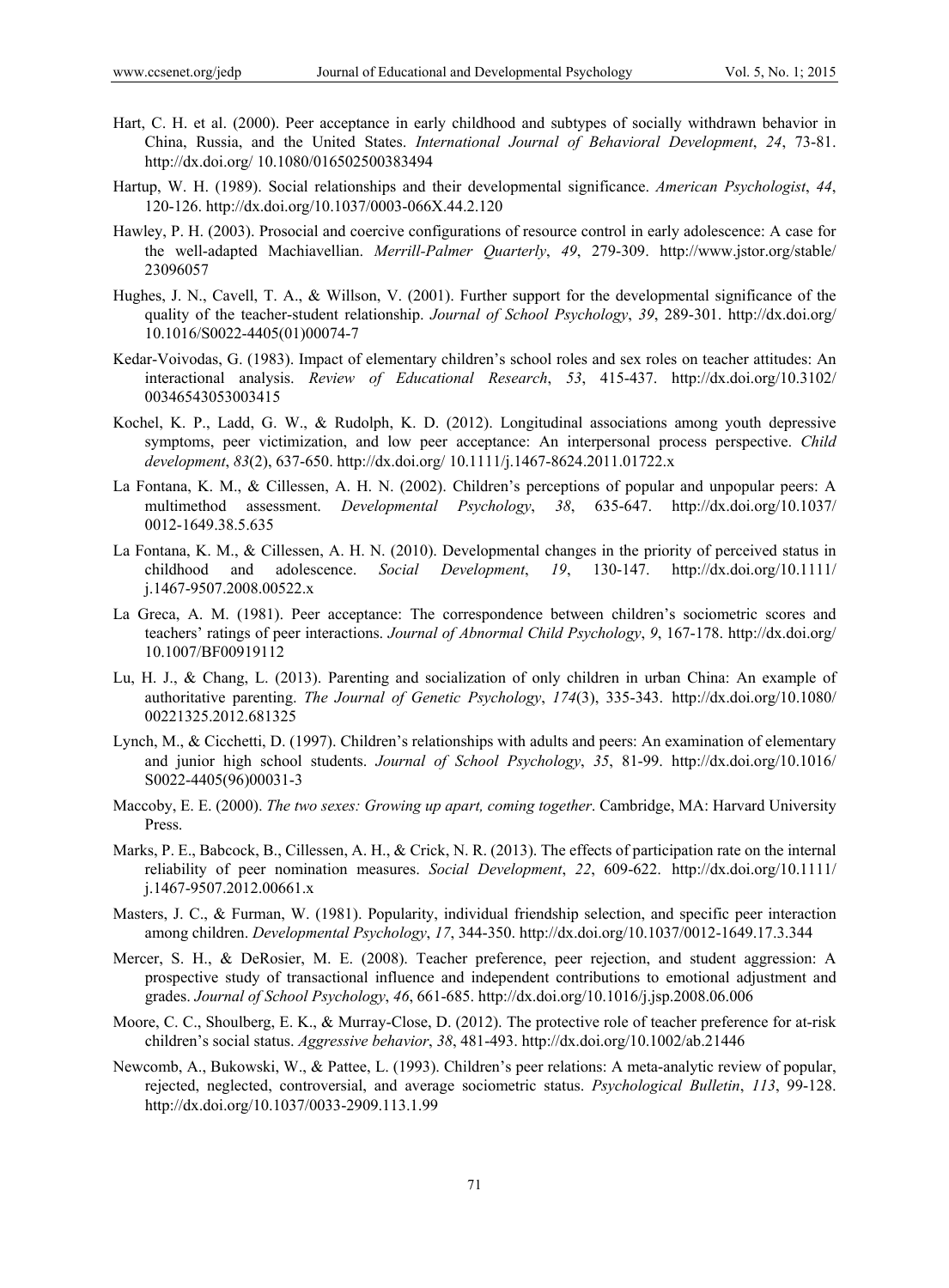Hart, C. H. et al. (2000). Peer acceptance in early childhood and subtypes of socially withdrawn behavior in China, Russia, and the United States. *International Journal of Behavioral Development*, *24*, 73-81. http://dx.doi.org/ 10.1080/016502500383494

Hartup, W. H. (1989). Social relationships and their developmental significance. *American Psychologist*, *44*, 120-126. http://dx.doi.org/10.1037/0003-066X.44.2.120

Hawley, P. H. (2003). Prosocial and coercive configurations of resource control in early adolescence: A case for the well-adapted Machiavellian. *Merrill-Palmer Quarterly*, *49*, 279-309. http://www.jstor.org/stable/ 23096057

Hughes, J. N., Cavell, T. A., & Willson, V. (2001). Further support for the developmental significance of the quality of the teacher-student relationship. *Journal of School Psychology*, *39*, 289-301. http://dx.doi.org/ 10.1016/S0022-4405(01)00074-7

Kedar-Voivodas, G. (1983). Impact of elementary children's school roles and sex roles on teacher attitudes: An interactional analysis. *Review of Educational Research*, *53*, 415-437. http://dx.doi.org/10.3102/ 00346543053003415

Kochel, K. P., Ladd, G. W., & Rudolph, K. D. (2012). Longitudinal associations among youth depressive symptoms, peer victimization, and low peer acceptance: An interpersonal process perspective. *Child development*, *83*(2), 637-650. http://dx.doi.org/ 10.1111/j.1467-8624.2011.01722.x

La Fontana, K. M., & Cillessen, A. H. N. (2002). Children's perceptions of popular and unpopular peers: A multimethod assessment. *Developmental Psychology*, *38*, 635-647. http://dx.doi.org/10.1037/ 0012-1649.38.5.635

La Fontana, K. M., & Cillessen, A. H. N. (2010). Developmental changes in the priority of perceived status in childhood and adolescence. *Social Development*, *19*, 130-147. http://dx.doi.org/10.1111/ j.1467-9507.2008.00522.x

La Greca, A. M. (1981). Peer acceptance: The correspondence between children's sociometric scores and teachers' ratings of peer interactions. *Journal of Abnormal Child Psychology*, *9*, 167-178. http://dx.doi.org/ 10.1007/BF00919112

Lu, H. J., & Chang, L. (2013). Parenting and socialization of only children in urban China: An example of authoritative parenting. *The Journal of Genetic Psychology*, *174*(3), 335-343. http://dx.doi.org/10.1080/ 00221325.2012.681325

Lynch, M., & Cicchetti, D. (1997). Children's relationships with adults and peers: An examination of elementary and junior high school students. *Journal of School Psychology*, *35*, 81-99. http://dx.doi.org/10.1016/ S0022-4405(96)00031-3

Maccoby, E. E. (2000). *The two sexes: Growing up apart, coming together*. Cambridge, MA: Harvard University Press.

Marks, P. E., Babcock, B., Cillessen, A. H., & Crick, N. R. (2013). The effects of participation rate on the internal reliability of peer nomination measures. *Social Development*, *22*, 609-622. http://dx.doi.org/10.1111/ j.1467-9507.2012.00661.x

Masters, J. C., & Furman, W. (1981). Popularity, individual friendship selection, and specific peer interaction among children. *Developmental Psychology*, *17*, 344-350. http://dx.doi.org/10.1037/0012-1649.17.3.344

Mercer, S. H., & DeRosier, M. E. (2008). Teacher preference, peer rejection, and student aggression: A prospective study of transactional influence and independent contributions to emotional adjustment and grades. *Journal of School Psychology*, *46*, 661-685. http://dx.doi.org/10.1016/j.jsp.2008.06.006

Moore, C. C., Shoulberg, E. K., & Murray-Close, D. (2012). The protective role of teacher preference for at-risk children's social status. *Aggressive behavior*, *38*, 481-493. http://dx.doi.org/10.1002/ab.21446

Newcomb, A., Bukowski, W., & Pattee, L. (1993). Children's peer relations: A meta-analytic review of popular, rejected, neglected, controversial, and average sociometric status. *Psychological Bulletin*, *113*, 99-128. http://dx.doi.org/10.1037/0033-2909.113.1.99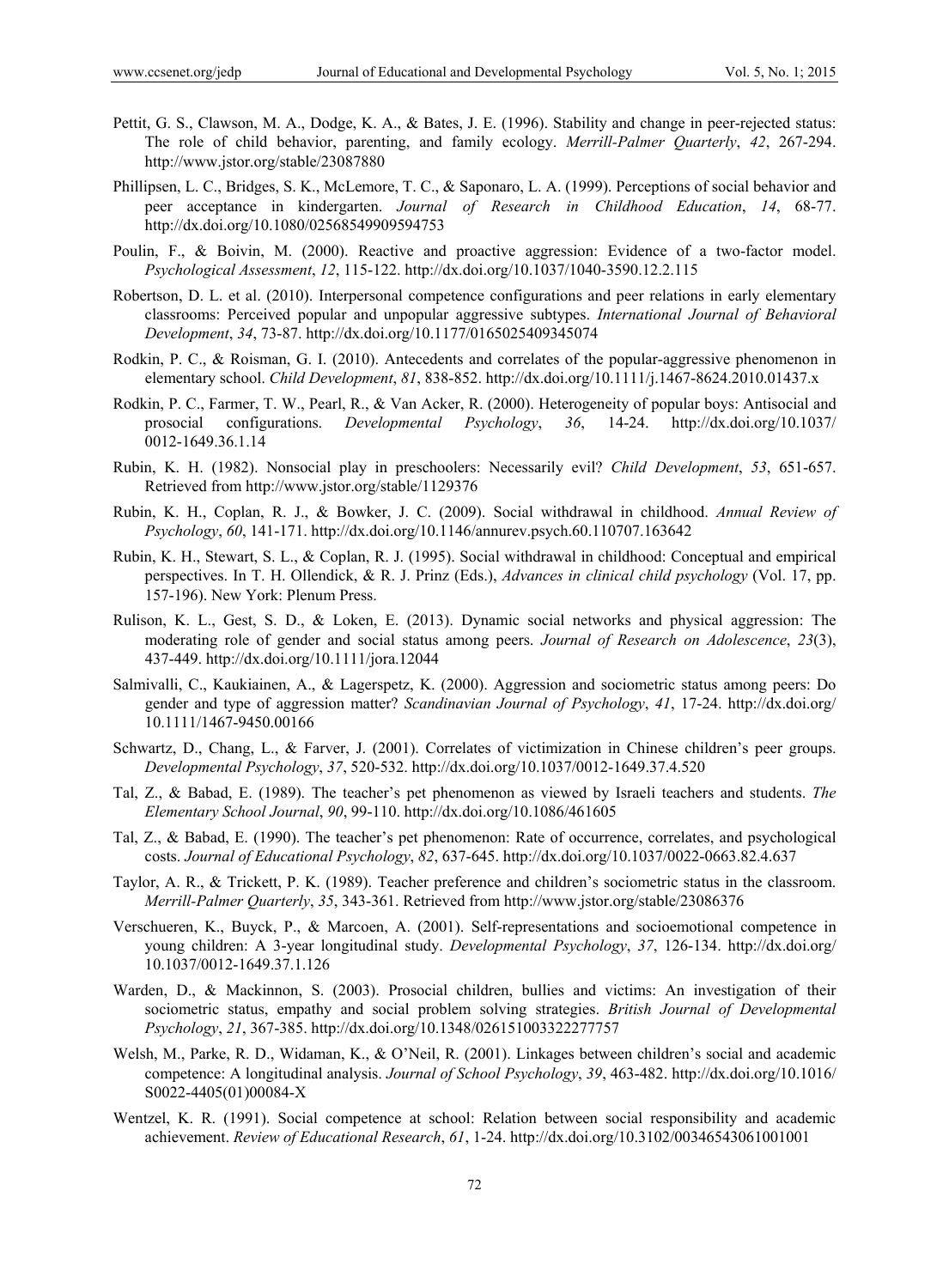Pettit, G. S., Clawson, M. A., Dodge, K. A., & Bates, J. E. (1996). Stability and change in peer-rejected status: The role of child behavior, parenting, and family ecology. *Merrill-Palmer Quarterly*, *42*, 267-294. http://www.jstor.org/stable/23087880

Phillipsen, L. C., Bridges, S. K., McLemore, T. C., & Saponaro, L. A. (1999). Perceptions of social behavior and peer acceptance in kindergarten. *Journal of Research in Childhood Education*, *14*, 68-77. http://dx.doi.org/10.1080/02568549909594753

Poulin, F., & Boivin, M. (2000). Reactive and proactive aggression: Evidence of a two-factor model. *Psychological Assessment*, *12*, 115-122. http://dx.doi.org/10.1037/1040-3590.12.2.115

Robertson, D. L. et al. (2010). Interpersonal competence configurations and peer relations in early elementary classrooms: Perceived popular and unpopular aggressive subtypes. *International Journal of Behavioral Development*, *34*, 73-87. http://dx.doi.org/10.1177/0165025409345074

Rodkin, P. C., & Roisman, G. I. (2010). Antecedents and correlates of the popular-aggressive phenomenon in elementary school. *Child Development*, *81*, 838-852. http://dx.doi.org/10.1111/j.1467-8624.2010.01437.x

Rodkin, P. C., Farmer, T. W., Pearl, R., & Van Acker, R. (2000). Heterogeneity of popular boys: Antisocial and prosocial configurations. *Developmental Psychology*, *36*, 14-24. http://dx.doi.org/10.1037/0012-1649.36.1.14

Rubin, K. H. (1982). Nonsocial play in preschoolers: Necessarily evil? *Child Development*, *53*, 651-657. Retrieved from http://www.jstor.org/stable/1129376

Rubin, K. H., Coplan, R. J., & Bowker, J. C. (2009). Social withdrawal in childhood. *Annual Review of Psychology*, *60*, 141-171. http://dx.doi.org/10.1146/annurev.psych.60.110707.163642

Rubin, K. H., Stewart, S. L., & Coplan, R. J. (1995). Social withdrawal in childhood: Conceptual and empirical perspectives. In T. H. Ollendick, & R. J. Prinz (Eds.), *Advances in clinical child psychology* (Vol. 17, pp. 157-196). New York: Plenum Press.

Rulison, K. L., Gest, S. D., & Loken, E. (2013). Dynamic social networks and physical aggression: The moderating role of gender and social status among peers. *Journal of Research on Adolescence*, *23*(3), 437-449. http://dx.doi.org/10.1111/jora.12044

Salmivalli, C., Kaukiainen, A., & Lagerspetz, K. (2000). Aggression and sociometric status among peers: Do gender and type of aggression matter? *Scandinavian Journal of Psychology*, *41*, 17-24. http://dx.doi.org/10.1111/1467-9450.00166

Schwartz, D., Chang, L., & Farver, J. (2001). Correlates of victimization in Chinese children's peer groups. *Developmental Psychology*, *37*, 520-532. http://dx.doi.org/10.1037/0012-1649.37.4.520

Tal, Z., & Babad, E. (1989). The teacher's pet phenomenon as viewed by Israeli teachers and students. *The Elementary School Journal*, *90*, 99-110. http://dx.doi.org/10.1086/461605

Tal, Z., & Babad, E. (1990). The teacher's pet phenomenon: Rate of occurrence, correlates, and psychological costs. *Journal of Educational Psychology*, *82*, 637-645. http://dx.doi.org/10.1037/0022-0663.82.4.637

Taylor, A. R., & Trickett, P. K. (1989). Teacher preference and children's sociometric status in the classroom. *Merrill-Palmer Quarterly*, *35*, 343-361. Retrieved from http://www.jstor.org/stable/23086376

Verschueren, K., Buyck, P., & Marcoen, A. (2001). Self-representations and socioemotional competence in young children: A 3-year longitudinal study. *Developmental Psychology*, *37*, 126-134. http://dx.doi.org/10.1037/0012-1649.37.1.126

Warden, D., & Mackinnon, S. (2003). Prosocial children, bullies and victims: An investigation of their sociometric status, empathy and social problem solving strategies. *British Journal of Developmental Psychology*, *21*, 367-385. http://dx.doi.org/10.1348/026151003322277757

Welsh, M., Parke, R. D., Widaman, K., & O'Neil, R. (2001). Linkages between children's social and academic competence: A longitudinal analysis. *Journal of School Psychology*, *39*, 463-482. http://dx.doi.org/10.1016/S0022-4405(01)00084-X

Wentzel, K. R. (1991). Social competence at school: Relation between social responsibility and academic achievement. *Review of Educational Research*, *61*, 1-24. http://dx.doi.org/10.3102/00346543061001001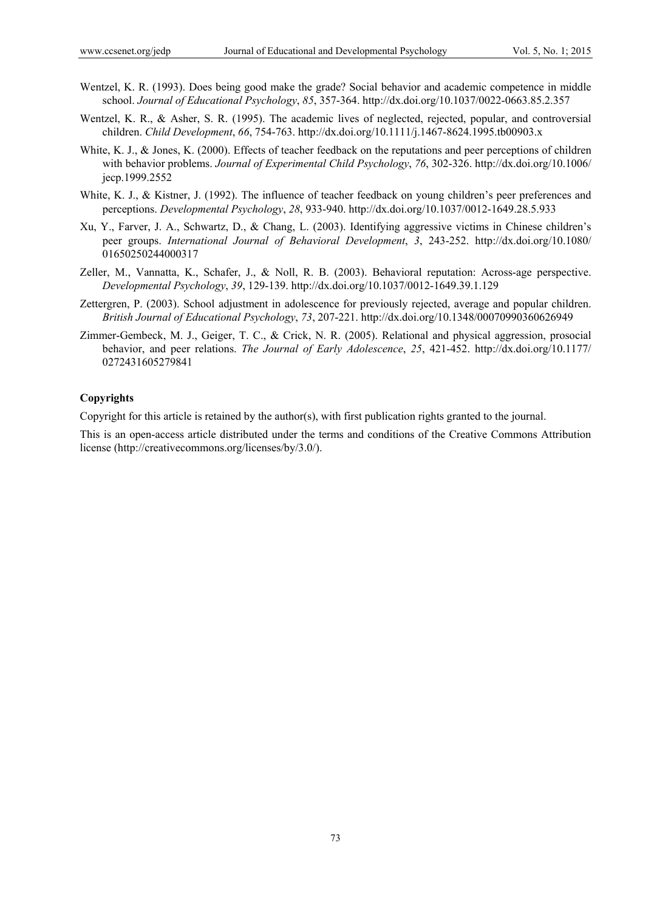Wentzel, K. R. (1993). Does being good make the grade? Social behavior and academic competence in middle school. *Journal of Educational Psychology*, *85*, 357-364. http://dx.doi.org/10.1037/0022-0663.85.2.357

Wentzel, K. R., & Asher, S. R. (1995). The academic lives of neglected, rejected, popular, and controversial children. *Child Development*, *66*, 754-763. http://dx.doi.org/10.1111/j.1467-8624.1995.tb00903.x

White, K. J., & Jones, K. (2000). Effects of teacher feedback on the reputations and peer perceptions of children with behavior problems. *Journal of Experimental Child Psychology*, *76*, 302-326. http://dx.doi.org/10.1006/jecp.1999.2552

White, K. J., & Kistner, J. (1992). The influence of teacher feedback on young children's peer preferences and perceptions. *Developmental Psychology*, *28*, 933-940. http://dx.doi.org/10.1037/0012-1649.28.5.933

Xu, Y., Farver, J. A., Schwartz, D., & Chang, L. (2003). Identifying aggressive victims in Chinese children's peer groups. *International Journal of Behavioral Development*, *3*, 243-252. http://dx.doi.org/10.1080/01650250244000317

Zeller, M., Vannatta, K., Schafer, J., & Noll, R. B. (2003). Behavioral reputation: Across-age perspective. *Developmental Psychology*, *39*, 129-139. http://dx.doi.org/10.1037/0012-1649.39.1.129

Zettergren, P. (2003). School adjustment in adolescence for previously rejected, average and popular children. *British Journal of Educational Psychology*, *73*, 207-221. http://dx.doi.org/10.1348/00070990360626949

Zimmer-Gembeck, M. J., Geiger, T. C., & Crick, N. R. (2005). Relational and physical aggression, prosocial behavior, and peer relations. *The Journal of Early Adolescence*, *25*, 421-452. http://dx.doi.org/10.1177/0272431605279841

**Copyrights**

Copyright for this article is retained by the author(s), with first publication rights granted to the journal.

This is an open-access article distributed under the terms and conditions of the Creative Commons Attribution license (http://creativecommons.org/licenses/by/3.0/).